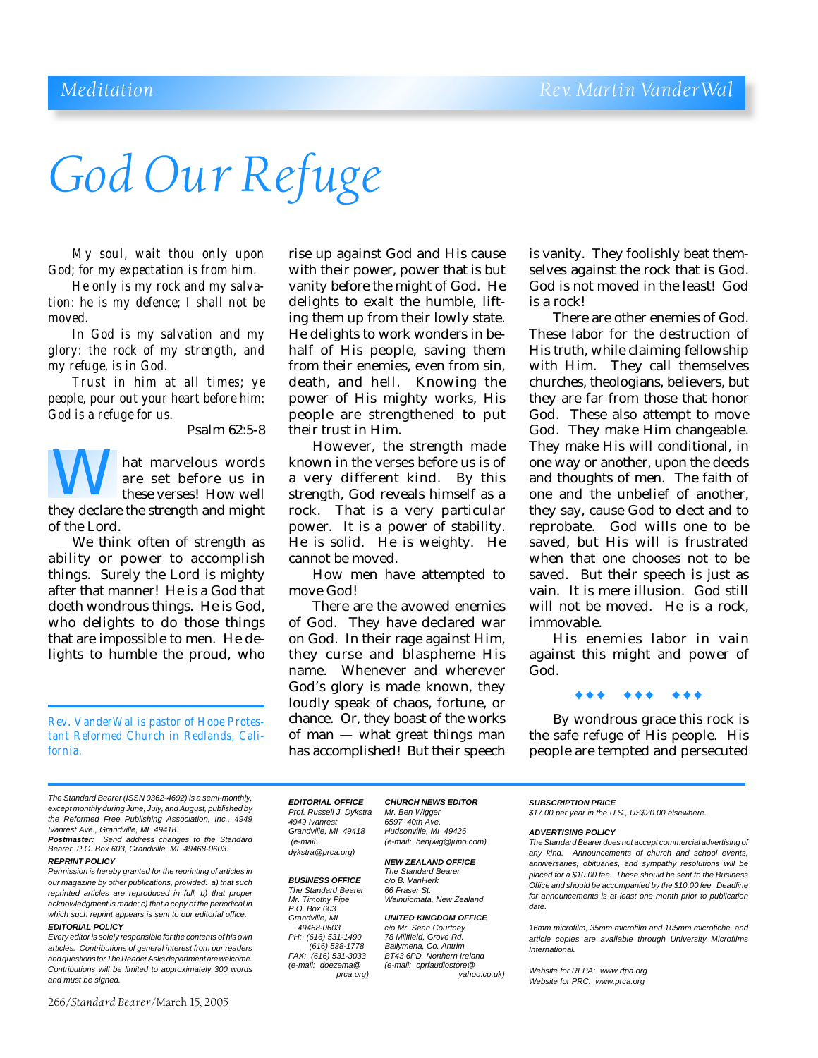Meditation — Rev. Martin VanderWal

# God Our Refuge

*My soul, wait thou only upon God; for my expectation is from him.*

*He only is my rock and my salvation: he is my defence; I shall not be moved.*

*In God is my salvation and my glory: the rock of my strength, and my refuge, is in God.*

*Trust in him at all times; ye people, pour out your heart before him: God is a refuge for us.*

Psalm 62:5-8

What marvelous words are set before us in these verses! How well they declare the strength and might of the Lord.

We think often of strength as ability or power to accomplish things. Surely the Lord is mighty after that manner! He is a God that doeth wondrous things. He is God, who delights to do those things that are impossible to men. He delights to humble the proud, who rise up against God and His cause with their power, power that is but vanity before the might of God. He delights to exalt the humble, lifting them up from their lowly state. He delights to work wonders in behalf of His people, saving them from their enemies, even from sin, death, and hell. Knowing the power of His mighty works, His people are strengthened to put their trust in Him.

However, the strength made known in the verses before us is of a very different kind. By this strength, God reveals himself as a rock. That is a very particular power. It is a power of stability. He is solid. He is weighty. He cannot be moved.

How men have attempted to move God!

There are the avowed enemies of God. They have declared war on God. In their rage against Him, they curse and blaspheme His name. Whenever and wherever God's glory is made known, they loudly speak of chaos, fortune, or chance. Or, they boast of the works of man — what great things man has accomplished! But their speech is vanity. They foolishly beat themselves against the rock that is God. God is not moved in the least! God is a rock!

There are other enemies of God. These labor for the destruction of His truth, while claiming fellowship with Him. They call themselves churches, theologians, believers, but they are far from those that honor God. These also attempt to move God. They make Him changeable. They make His will conditional, in one way or another, upon the deeds and thoughts of men. The faith of one and the unbelief of another, they say, cause God to elect and to reprobate. God wills one to be saved, but His will is frustrated when that one chooses not to be saved. But their speech is just as vain. It is mere illusion. God still will not be moved. He is a rock, immovable.

His enemies labor in vain against this might and power of God.

◆◆◆ ◆◆◆ ◆◆◆

By wondrous grace this rock is the safe refuge of His people. His people are tempted and persecuted

*Rev. VanderWal is pastor of Hope Protestant Reformed Church in Redlands, California.*

---

*The Standard Bearer (ISSN 0362-4692) is a semi-monthly, except monthly during June, July, and August, published by the Reformed Free Publishing Association, Inc., 4949 Ivanrest Ave., Grandville, MI 49418.*

***Postmaster:*** *Send address changes to the Standard Bearer, P.O. Box 603, Grandville, MI 49468-0603.*

***REPRINT POLICY***

*Permission is hereby granted for the reprinting of articles in our magazine by other publications, provided: a) that such reprinted articles are reproduced in full; b) that proper acknowledgment is made; c) that a copy of the periodical in which such reprint appears is sent to our editorial office.*

***EDITORIAL POLICY***

*Every editor is solely responsible for the contents of his own articles. Contributions of general interest from our readers and questions for The Reader Asks department are welcome. Contributions will be limited to approximately 300 words and must be signed.*

***EDITORIAL OFFICE***

*Prof. Russell J. Dykstra*
*4949 Ivanrest*
*Grandville, MI 49418*
*(e-mail: dykstra@prca.org)*

***BUSINESS OFFICE***

*The Standard Bearer*
*Mr. Timothy Pipe*
*P.O. Box 603*
*Grandville, MI 49468-0603*
*PH: (616) 531-1490*
*(616) 538-1778*
*FAX: (616) 531-3033*
*(e-mail: doezema@prca.org)*

***CHURCH NEWS EDITOR***

*Mr. Ben Wigger*
*6597 40th Ave.*
*Hudsonville, MI 49426*
*(e-mail: benjwig@juno.com)*

***NEW ZEALAND OFFICE***

*The Standard Bearer*
*c/o B. VanHerk*
*66 Fraser St.*
*Wainuiomata, New Zealand*

***UNITED KINGDOM OFFICE***

*c/o Mr. Sean Courtney*
*78 Millfield, Grove Rd.*
*Ballymena, Co. Antrim*
*BT43 6PD Northern Ireland*
*(e-mail: cprfaudiostore@yahoo.co.uk)*

***SUBSCRIPTION PRICE***

*$17.00 per year in the U.S., US$20.00 elsewhere.*

***ADVERTISING POLICY***

*The Standard Bearer does not accept commercial advertising of any kind. Announcements of church and school events, anniversaries, obituaries, and sympathy resolutions will be placed for a $10.00 fee. These should be sent to the Business Office and should be accompanied by the $10.00 fee. Deadline for announcements is at least one month prior to publication date.*

*16mm microfilm, 35mm microfilm and 105mm microfiche, and article copies are available through University Microfilms International.*

*Website for RFPA: www.rfpa.org*
*Website for PRC: www.prca.org*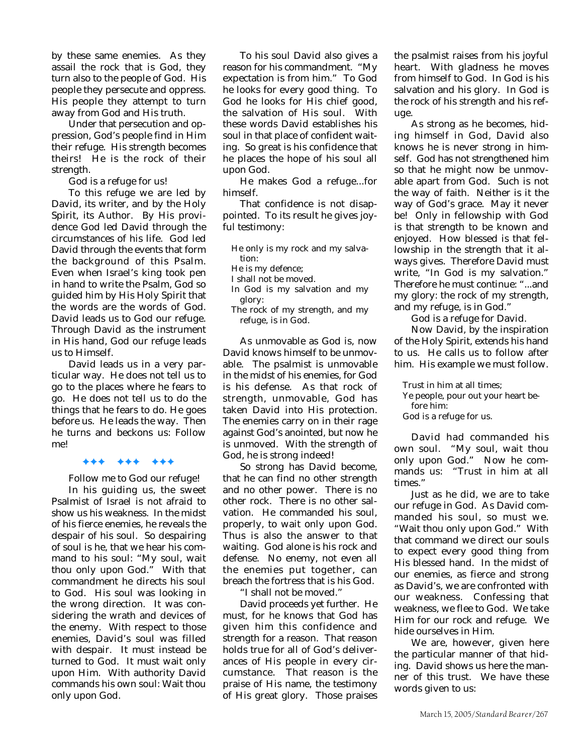by these same enemies. As they assail the rock that is God, they turn also to the people of God. His people they persecute and oppress. His people they attempt to turn away from God and His truth.

Under that persecution and oppression, God's people find in Him their refuge. His strength becomes theirs! He is the rock of their strength.

God is a refuge for us!

To this refuge we are led by David, its writer, and by the Holy Spirit, its Author. By His providence God led David through the circumstances of his life. God led David through the events that form the background of this Psalm. Even when Israel's king took pen in hand to write the Psalm, God so guided him by His Holy Spirit that the words are the words of God. David leads us to God our refuge. Through David as the instrument in His hand, God our refuge leads us to Himself.

David leads us in a very particular way. He does not tell us to go to the places where he fears to go. He does not tell us to do the things that he fears to do. He goes before us. He leads the way. Then he turns and beckons us: Follow me!

✦✦✦ ✦✦✦ ✦✦✦

Follow me to God our refuge!

In his guiding us, the sweet Psalmist of Israel is not afraid to show us his weakness. In the midst of his fierce enemies, he reveals the despair of his soul. So despairing of soul is he, that we hear his command to his soul: "My soul, wait thou only upon God." With that commandment he directs his soul to God. His soul was looking in the wrong direction. It was considering the wrath and devices of the enemy. With respect to those enemies, David's soul was filled with despair. It must instead be turned to God. It must wait only upon Him. With authority David commands his own soul: Wait thou only upon God.

To his soul David also gives a reason for his commandment. "My expectation is from him." To God he looks for every good thing. To God he looks for His chief good, the salvation of His soul. With these words David establishes his soul in that place of confident waiting. So great is his confidence that he places the hope of his soul all upon God.

He makes God a refuge...for himself.

That confidence is not disappointed. To its result he gives joyful testimony:

> He only is my rock and my salvation:
> He is my defence;
> I shall not be moved.
> In God is my salvation and my glory:
> The rock of my strength, and my refuge, is in God.

As unmovable as God is, now David knows himself to be unmovable. The psalmist is unmovable in the midst of his enemies, for God is his defense. As that rock of strength, unmovable, God has taken David into His protection. The enemies carry on in their rage against God's anointed, but now he is unmoved. With the strength of God, he is strong indeed!

So strong has David become, that he can find no other strength and no other power. There is no other rock. There is no other salvation. He commanded his soul, properly, to wait only upon God. Thus is also the answer to that waiting. God alone is his rock and defense. No enemy, not even all the enemies put together, can breach the fortress that is his God.

"I shall not be moved."

David proceeds yet further. He must, for he knows that God has given him this confidence and strength for a reason. That reason holds true for all of God's deliverances of His people in every circumstance. That reason is the praise of His name, the testimony of His great glory. Those praises the psalmist raises from his joyful heart. With gladness he moves from himself to God. In God is his salvation and his glory. In God is the rock of his strength and his refuge.

As strong as he becomes, hiding himself in God, David also knows he is never strong in himself. God has not strengthened him so that he might now be unmovable apart from God. Such is not the way of faith. Neither is it the way of God's grace. May it never be! Only in fellowship with God is that strength to be known and enjoyed. How blessed is that fellowship in the strength that it always gives. Therefore David must write, "In God is my salvation." Therefore he must continue: "...and my glory: the rock of my strength, and my refuge, is in God."

God is a refuge for David.

Now David, by the inspiration of the Holy Spirit, extends his hand to us. He calls us to follow after him. His example we must follow.

> Trust in him at all times;
> Ye people, pour out your heart before him:
> God is a refuge for us.

David had commanded his own soul. "My soul, wait thou only upon God." Now he commands us: "Trust in him at all times."

Just as he did, we are to take our refuge in God. As David commanded his soul, so must we. "Wait thou only upon God." With that command we direct our souls to expect every good thing from His blessed hand. In the midst of our enemies, as fierce and strong as David's, we are confronted with our weakness. Confessing that weakness, we flee to God. We take Him for our rock and refuge. We hide ourselves in Him.

We are, however, given here the particular manner of that hiding. David shows us here the manner of this trust. We have these words given to us: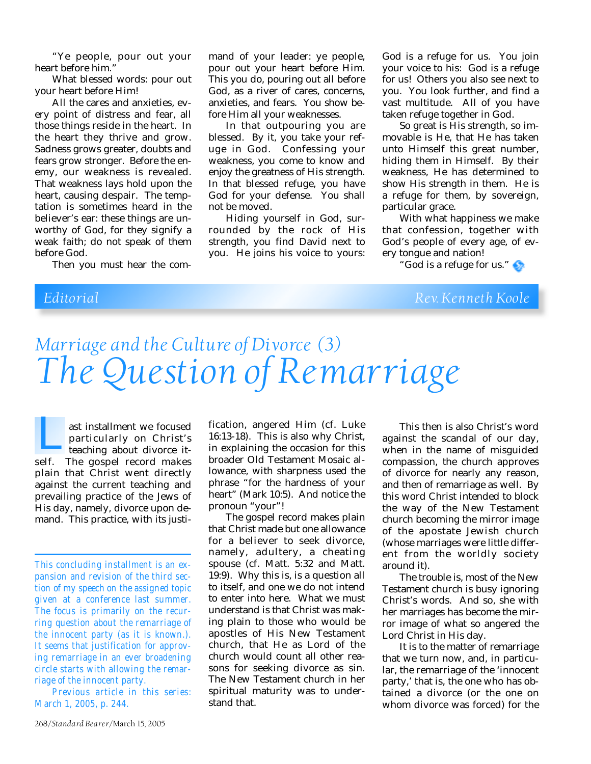"Ye people, pour out your heart before him."

What blessed words: pour out your heart before Him!

All the cares and anxieties, every point of distress and fear, all those things reside in the heart. In the heart they thrive and grow. Sadness grows greater, doubts and fears grow stronger. Before the enemy, our weakness is revealed. That weakness lays hold upon the heart, causing despair. The temptation is sometimes heard in the believer's ear: these things are unworthy of God, for they signify a weak faith; do not speak of them before God.

Then you must hear the command of your leader: ye people, pour out your heart before Him. This you do, pouring out all before God, as a river of cares, concerns, anxieties, and fears. You show before Him all your weaknesses.

In that outpouring you are blessed. By it, you take your refuge in God. Confessing your weakness, you come to know and enjoy the greatness of His strength. In that blessed refuge, you have God for your defense. You shall not be moved.

Hiding yourself in God, surrounded by the rock of His strength, you find David next to you. He joins his voice to yours: God is a refuge for us. You join your voice to his: God is a refuge for us! Others you also see next to you. You look further, and find a vast multitude. All of you have taken refuge together in God.

So great is His strength, so immovable is He, that He has taken unto Himself this great number, hiding them in Himself. By their weakness, He has determined to show His strength in them. He is a refuge for them, by sovereign, particular grace.

With what happiness we make that confession, together with God's people of every age, of every tongue and nation!

"God is a refuge for us."

*Editorial* — *Rev. Kenneth Koole*

## *Marriage and the Culture of Divorce (3)*

# *The Question of Remarriage*

*This concluding installment is an expansion and revision of the third section of my speech on the assigned topic given at a conference last summer. The focus is primarily on the recurring question about the remarriage of the innocent party (as it is known.). It seems that justification for approving remarriage in an ever broadening circle starts with allowing the remarriage of the innocent party.*

*Previous article in this series: March 1, 2005, p. 244.*

Last installment we focused particularly on Christ's teaching about divorce itself. The gospel record makes plain that Christ went directly against the current teaching and prevailing practice of the Jews of His day, namely, divorce upon demand. This practice, with its justification, angered Him (cf. Luke 16:13-18). This is also why Christ, in explaining the occasion for this broader Old Testament Mosaic allowance, with sharpness used the phrase "for the hardness of your heart" (Mark 10:5). And notice the pronoun "your"!

The gospel record makes plain that Christ made but one allowance for a believer to seek divorce, namely, adultery, a cheating spouse (cf. Matt. 5:32 and Matt. 19:9). Why this is, is a question all to itself, and one we do not intend to enter into here. What we must understand is that Christ was making plain to those who would be apostles of His New Testament church, that He as Lord of the church would count all other reasons for seeking divorce as sin. The New Testament church in her spiritual maturity was to understand that.

This then is also Christ's word against the scandal of our day, when in the name of misguided compassion, the church approves of divorce for nearly any reason, and then of remarriage as well. By this word Christ intended to block the way of the New Testament church becoming the mirror image of the apostate Jewish church (whose marriages were little different from the worldly society around it).

The trouble is, most of the New Testament church is busy ignoring Christ's words. And so, she with her marriages has become the mirror image of what so angered the Lord Christ in His day.

It is to the matter of remarriage that we turn now, and, in particular, the remarriage of the 'innocent party,' that is, the one who has obtained a divorce (or the one on whom divorce was forced) for the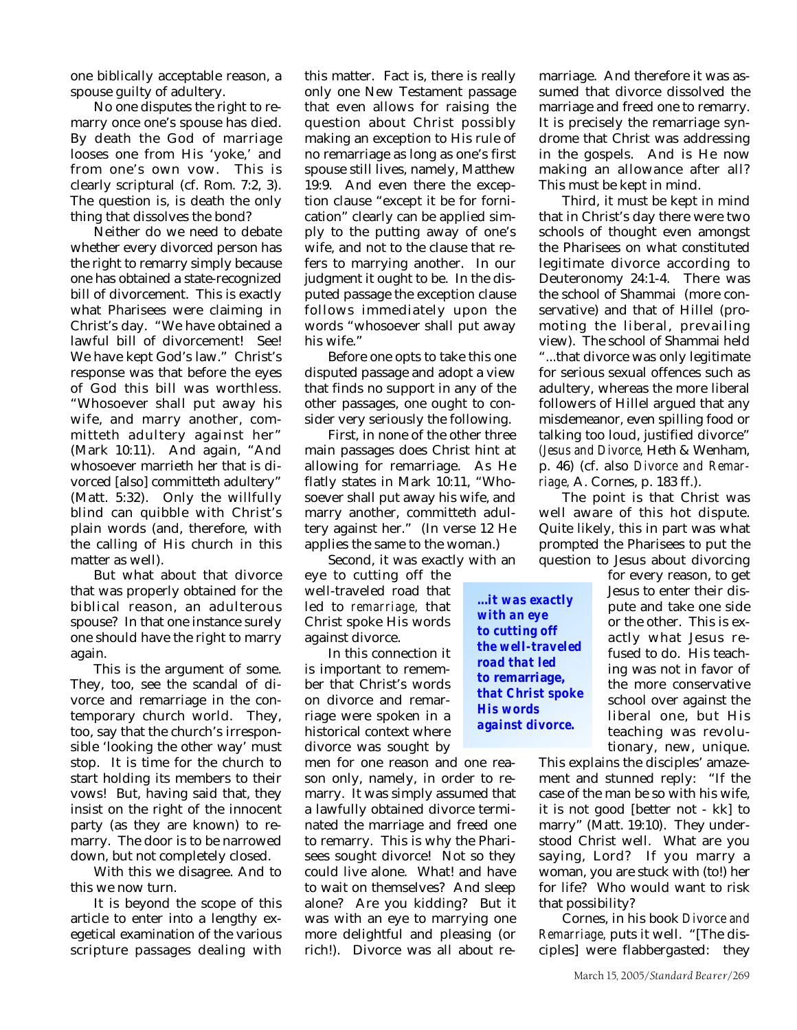one biblically acceptable reason, a spouse guilty of adultery.

No one disputes the right to remarry once one's spouse has died. By death the God of marriage looses one from His 'yoke,' and from one's own vow. This is clearly scriptural (cf. Rom. 7:2, 3). The question is, is death the only thing that dissolves the bond?

Neither do we need to debate whether every divorced person has the right to remarry simply because one has obtained a state-recognized bill of divorcement. This is exactly what Pharisees were claiming in Christ's day. "We have obtained a lawful bill of divorcement! See! We have kept God's law." Christ's response was that before the eyes of God this bill was worthless. "Whosoever shall put away his wife, and marry another, committeth adultery against her" (Mark 10:11). And again, "And whosoever marrieth her that is divorced [also] committeth adultery" (Matt. 5:32). Only the willfully blind can quibble with Christ's plain words (and, therefore, with the calling of His church in this matter as well).

But what about that divorce that was properly obtained for the biblical reason, an adulterous spouse? In that one instance surely one should have the right to marry again.

This is the argument of some. They, too, see the scandal of divorce and remarriage in the contemporary church world. They, too, say that the church's irresponsible 'looking the other way' must stop. It is time for the church to start holding its members to their vows! But, having said that, they insist on the right of the innocent party (as they are known) to remarry. The door is to be narrowed down, but not completely closed.

With this we disagree. And to this we now turn.

It is beyond the scope of this article to enter into a lengthy exegetical examination of the various scripture passages dealing with this matter. Fact is, there is really only one New Testament passage that even allows for raising the question about Christ possibly making an exception to His rule of no remarriage as long as one's first spouse still lives, namely, Matthew 19:9. And even there the exception clause "except it be for fornication" clearly can be applied simply to the putting away of one's wife, and not to the clause that refers to marrying another. In our judgment it ought to be. In the disputed passage the exception clause follows immediately upon the words "whosoever shall put away his wife."

Before one opts to take this one disputed passage and adopt a view that finds no support in any of the other passages, one ought to consider very seriously the following.

First, in none of the other three main passages does Christ hint at allowing for remarriage. As He flatly states in Mark 10:11, "Whosoever shall put away his wife, and marry another, committeth adultery against her." (In verse 12 He applies the same to the woman.)

Second, it was exactly with an eye to cutting off the well-traveled road that led to *remarriage,* that Christ spoke His words against divorce.

In this connection it is important to remember that Christ's words on divorce and remarriage were spoken in a historical context where divorce was sought by men for one reason and one reason only, namely, in order to remarry. It was simply assumed that a lawfully obtained divorce terminated the marriage and freed one to remarry. This is why the Pharisees sought divorce! Not so they could live alone. What! and have to wait on themselves? And sleep alone? Are you kidding? But it was with an eye to marrying one more delightful and pleasing (or rich!). Divorce was all about remarriage. And therefore it was assumed that divorce dissolved the marriage and freed one to remarry. It is precisely the remarriage syndrome that Christ was addressing in the gospels. And is He now making an allowance after all? This must be kept in mind.

> ***...it was exactly with an eye to cutting off the well-traveled road that led to remarriage, that Christ spoke His words against divorce.***

Third, it must be kept in mind that in Christ's day there were two schools of thought even amongst the Pharisees on what constituted legitimate divorce according to Deuteronomy 24:1-4. There was the school of Shammai (more conservative) and that of Hillel (promoting the liberal, prevailing view). The school of Shammai held "...that divorce was only legitimate for serious sexual offences such as adultery, whereas the more liberal followers of Hillel argued that any misdemeanor, even spilling food or talking too loud, justified divorce" (*Jesus and Divorce,* Heth & Wenham, p. 46) (cf. also *Divorce and Remarriage,* A. Cornes, p. 183 ff.).

The point is that Christ was well aware of this hot dispute. Quite likely, this in part was what prompted the Pharisees to put the question to Jesus about divorcing for every reason, to get Jesus to enter their dispute and take one side or the other. This is exactly what Jesus refused to do. His teaching was not in favor of the more conservative school over against the liberal one, but His teaching was revolutionary, new, unique. This explains the disciples' amazement and stunned reply: "If the case of the man be so with his wife, it is not good [better not - kk] to marry" (Matt. 19:10). They understood Christ well. What are you saying, Lord? If you marry a woman, you are stuck with (to!) her for life? Who would want to risk that possibility?

Cornes, in his book *Divorce and Remarriage,* puts it well. "[The disciples] were flabbergasted: they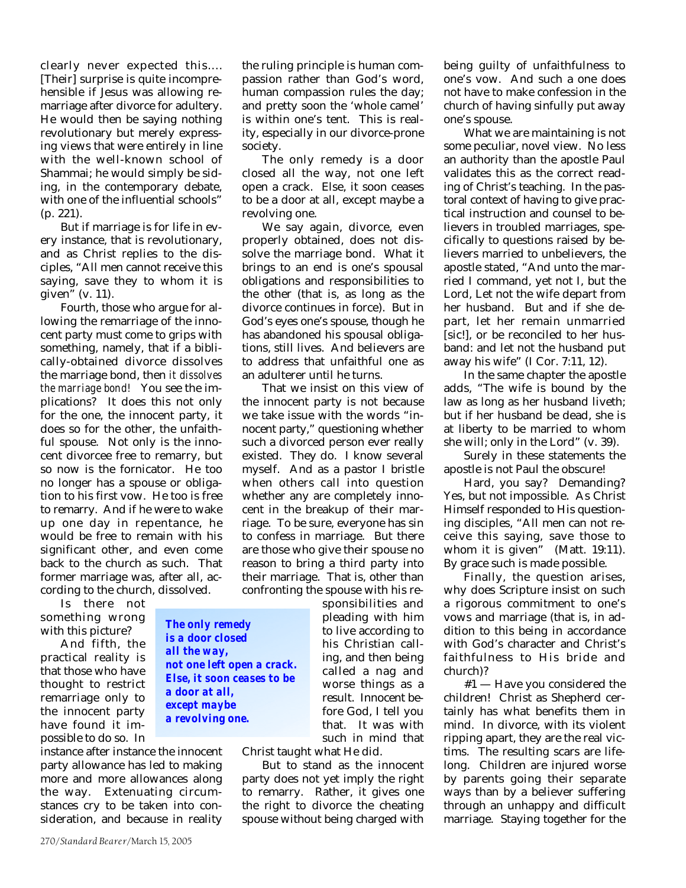clearly never expected this…. [Their] surprise is quite incomprehensible if Jesus was allowing remarriage after divorce for adultery. He would then be saying nothing revolutionary but merely expressing views that were entirely in line with the well-known school of Shammai; he would simply be siding, in the contemporary debate, with one of the influential schools" (p. 221).

But if marriage is for life in every instance, that is revolutionary, and as Christ replies to the disciples, "All men cannot receive this saying, save they to whom it is given" (v. 11).

Fourth, those who argue for allowing the remarriage of the innocent party must come to grips with something, namely, that if a biblically-obtained divorce dissolves the marriage bond, then *it dissolves the marriage bond!* You see the implications? It does this not only for the one, the innocent party, it does so for the other, the unfaithful spouse. Not only is the innocent divorcee free to remarry, but so now is the fornicator. He too no longer has a spouse or obligation to his first vow. He too is free to remarry. And if he were to wake up one day in repentance, he would be free to remain with his significant other, and even come back to the church as such. That former marriage was, after all, according to the church, dissolved.

Is there not something wrong with this picture?

And fifth, the practical reality is that those who have thought to restrict remarriage only to the innocent party have found it impossible to do so. In instance after instance the innocent party allowance has led to making more and more allowances along the way. Extenuating circumstances cry to be taken into consideration, and because in reality the ruling principle is human compassion rather than God's word, human compassion rules the day; and pretty soon the 'whole camel' is within one's tent. This is reality, especially in our divorce-prone society.

The only remedy is a door closed all the way, not one left open a crack. Else, it soon ceases to be a door at all, except maybe a revolving one.

We say again, divorce, even properly obtained, does not dissolve the marriage bond. What it brings to an end is one's spousal obligations and responsibilities to the other (that is, as long as the divorce continues in force). But in God's eyes one's spouse, though he has abandoned his spousal obligations, still lives. And believers are to address that unfaithful one as an adulterer until he turns.

That we insist on this view of the innocent party is not because we take issue with the words "innocent party," questioning whether such a divorced person ever really existed. They do. I know several myself. And as a pastor I bristle when others call into question whether any are completely innocent in the breakup of their marriage. To be sure, everyone has sin to confess in marriage. But there are those who give their spouse no reason to bring a third party into their marriage. That is, other than confronting the spouse with his responsibilities and pleading with him to live according to his Christian calling, and then being called a nag and worse things as a result. Innocent before God, I tell you that. It was with such in mind that Christ taught what He did.

> ***The only remedy is a door closed all the way, not one left open a crack. Else, it soon ceases to be a door at all, except maybe a revolving one.***

But to stand as the innocent party does not yet imply the right to remarry. Rather, it gives one the right to divorce the cheating spouse without being charged with being guilty of unfaithfulness to one's vow. And such a one does not have to make confession in the church of having sinfully put away one's spouse.

What we are maintaining is not some peculiar, novel view. No less an authority than the apostle Paul validates this as the correct reading of Christ's teaching. In the pastoral context of having to give practical instruction and counsel to believers in troubled marriages, specifically to questions raised by believers married to unbelievers, the apostle stated, "And unto the married I command, yet not I, but the Lord, Let not the wife depart from her husband. But and if she depart, let her remain unmarried [sic!], or be reconciled to her husband: and let not the husband put away his wife" (I Cor. 7:11, 12).

In the same chapter the apostle adds, "The wife is bound by the law as long as her husband liveth; but if her husband be dead, she is at liberty to be married to whom she will; only in the Lord" (v. 39).

Surely in these statements the apostle is not Paul the obscure!

Hard, you say? Demanding? Yes, but not impossible. As Christ Himself responded to His questioning disciples, "All men can not receive this saying, save those to whom it is given" (Matt. 19:11). By grace such is made possible.

Finally, the question arises, why does Scripture insist on such a rigorous commitment to one's vows and marriage (that is, in addition to this being in accordance with God's character and Christ's faithfulness to His bride and church)?

#1 — Have you considered the children! Christ as Shepherd certainly has what benefits them in mind. In divorce, with its violent ripping apart, they are the real victims. The resulting scars are lifelong. Children are injured worse by parents going their separate ways than by a believer suffering through an unhappy and difficult marriage. Staying together for the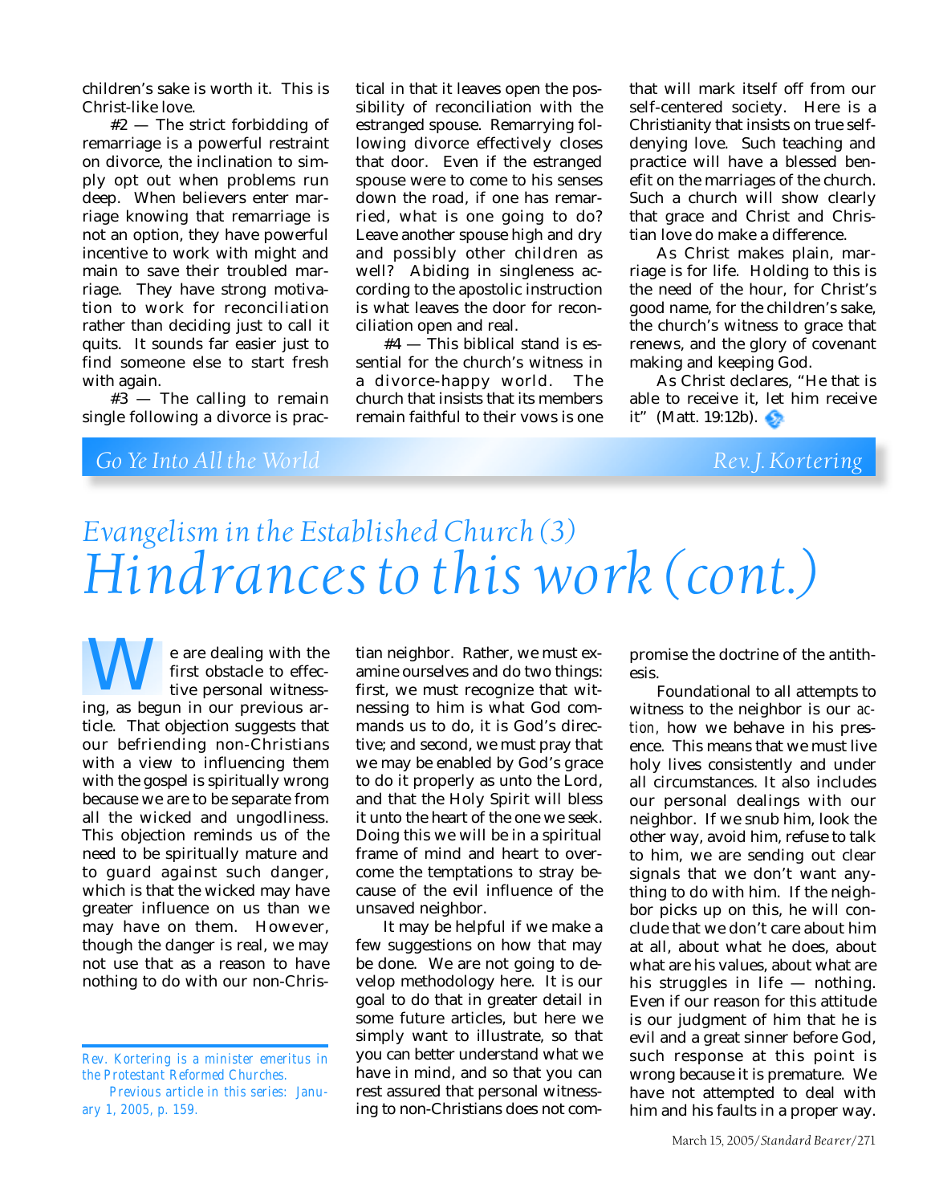children's sake is worth it. This is Christ-like love.

#2 — The strict forbidding of remarriage is a powerful restraint on divorce, the inclination to simply opt out when problems run deep. When believers enter marriage knowing that remarriage is not an option, they have powerful incentive to work with might and main to save their troubled marriage. They have strong motivation to work for reconciliation rather than deciding just to call it quits. It sounds far easier just to find someone else to start fresh with again.

#3 — The calling to remain single following a divorce is practical in that it leaves open the possibility of reconciliation with the estranged spouse. Remarrying following divorce effectively closes that door. Even if the estranged spouse were to come to his senses down the road, if one has remarried, what is one going to do? Leave another spouse high and dry and possibly other children as well? Abiding in singleness according to the apostolic instruction is what leaves the door for reconciliation open and real.

#4 — This biblical stand is essential for the church's witness in a divorce-happy world. The church that insists that its members remain faithful to their vows is one that will mark itself off from our self-centered society. Here is a Christianity that insists on true self-denying love. Such teaching and practice will have a blessed benefit on the marriages of the church. Such a church will show clearly that grace and Christ and Christian love do make a difference.

As Christ makes plain, marriage is for life. Holding to this is the need of the hour, for Christ's good name, for the children's sake, the church's witness to grace that renews, and the glory of covenant making and keeping God.

As Christ declares, "He that is able to receive it, let him receive it" (Matt. 19:12b).

*Go Ye Into All the World* — *Rev. J. Kortering*

## Evangelism in the Established Church (3)

# Hindrances to this work (cont.)

We are dealing with the first obstacle to effective personal witnessing, as begun in our previous article. That objection suggests that our befriending non-Christians with a view to influencing them with the gospel is spiritually wrong because we are to be separate from all the wicked and ungodliness. This objection reminds us of the need to be spiritually mature and to guard against such danger, which is that the wicked may have greater influence on us than we may have on them. However, though the danger is real, we may not use that as a reason to have nothing to do with our non-Christian neighbor. Rather, we must examine ourselves and do two things: first, we must recognize that witnessing to him is what God commands us to do, it is God's directive; and second, we must pray that we may be enabled by God's grace to do it properly as unto the Lord, and that the Holy Spirit will bless it unto the heart of the one we seek. Doing this we will be in a spiritual frame of mind and heart to overcome the temptations to stray because of the evil influence of the unsaved neighbor.

It may be helpful if we make a few suggestions on how that may be done. We are not going to develop methodology here. It is our goal to do that in greater detail in some future articles, but here we simply want to illustrate, so that you can better understand what we have in mind, and so that you can rest assured that personal witnessing to non-Christians does not compromise the doctrine of the antithesis.

Foundational to all attempts to witness to the neighbor is our *action,* how we behave in his presence. This means that we must live holy lives consistently and under all circumstances. It also includes our personal dealings with our neighbor. If we snub him, look the other way, avoid him, refuse to talk to him, we are sending out clear signals that we don't want anything to do with him. If the neighbor picks up on this, he will conclude that we don't care about him at all, about what he does, about what are his values, about what are his struggles in life — nothing. Even if our reason for this attitude is our judgment of him that he is evil and a great sinner before God, such response at this point is wrong because it is premature. We have not attempted to deal with him and his faults in a proper way.

---

*Rev. Kortering is a minister emeritus in the Protestant Reformed Churches.*

*Previous article in this series: January 1, 2005, p. 159.*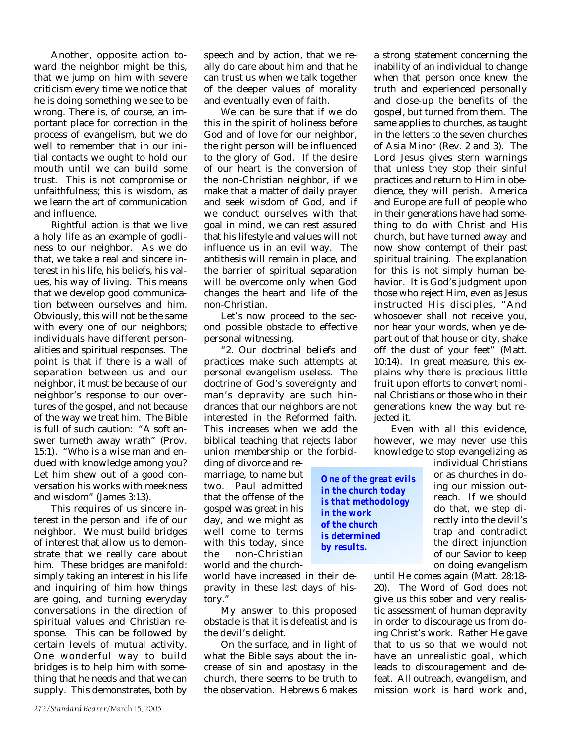Another, opposite action toward the neighbor might be this, that we jump on him with severe criticism every time we notice that he is doing something we see to be wrong. There is, of course, an important place for correction in the process of evangelism, but we do well to remember that in our initial contacts we ought to hold our mouth until we can build some trust. This is not compromise or unfaithfulness; this is wisdom, as we learn the art of communication and influence.

Rightful action is that we live a holy life as an example of godliness to our neighbor. As we do that, we take a real and sincere interest in his life, his beliefs, his values, his way of living. This means that we develop good communication between ourselves and him. Obviously, this will not be the same with every one of our neighbors; individuals have different personalities and spiritual responses. The point is that if there is a wall of separation between us and our neighbor, it must be because of our neighbor's response to our overtures of the gospel, and not because of the way we treat him. The Bible is full of such caution: "A soft answer turneth away wrath" (Prov. 15:1). "Who is a wise man and endued with knowledge among you? Let him shew out of a good conversation his works with meekness and wisdom" (James 3:13).

This requires of us sincere interest in the person and life of our neighbor. We must build bridges of interest that allow us to demonstrate that we really care about him. These bridges are manifold: simply taking an interest in his life and inquiring of him how things are going, and turning everyday conversations in the direction of spiritual values and Christian response. This can be followed by certain levels of mutual activity. One wonderful way to build bridges is to help him with something that he needs and that we can supply. This demonstrates, both by speech and by action, that we really do care about him and that he can trust us when we talk together of the deeper values of morality and eventually even of faith.

We can be sure that if we do this in the spirit of holiness before God and of love for our neighbor, the right person will be influenced to the glory of God. If the desire of our heart is the conversion of the non-Christian neighbor, if we make that a matter of daily prayer and seek wisdom of God, and if we conduct ourselves with that goal in mind, we can rest assured that his lifestyle and values will not influence us in an evil way. The antithesis will remain in place, and the barrier of spiritual separation will be overcome only when God changes the heart and life of the non-Christian.

Let's now proceed to the second possible obstacle to effective personal witnessing.

"2. Our doctrinal beliefs and practices make such attempts at personal evangelism useless. The doctrine of God's sovereignty and man's depravity are such hindrances that our neighbors are not interested in the Reformed faith. This increases when we add the biblical teaching that rejects labor union membership or the forbidding of divorce and remarriage, to name but two. Paul admitted that the offense of the gospel was great in his day, and we might as well come to terms with this today, since the non-Christian world and the church-world have increased in their depravity in these last days of history."

My answer to this proposed obstacle is that it is defeatist and is the devil's delight.

On the surface, and in light of what the Bible says about the increase of sin and apostasy in the church, there seems to be truth to the observation. Hebrews 6 makes a strong statement concerning the inability of an individual to change when that person once knew the truth and experienced personally and close-up the benefits of the gospel, but turned from them. The same applies to churches, as taught in the letters to the seven churches of Asia Minor (Rev. 2 and 3). The Lord Jesus gives stern warnings that unless they stop their sinful practices and return to Him in obedience, they will perish. America and Europe are full of people who in their generations have had something to do with Christ and His church, but have turned away and now show contempt of their past spiritual training. The explanation for this is not simply human behavior. It is God's judgment upon those who reject Him, even as Jesus instructed His disciples, "And whosoever shall not receive you, nor hear your words, when ye depart out of that house or city, shake off the dust of your feet" (Matt. 10:14). In great measure, this explains why there is precious little fruit upon efforts to convert nominal Christians or those who in their generations knew the way but rejected it.

*One of the great evils in the church today is that methodology in the work of the church is determined by results.*

Even with all this evidence, however, we may never use this knowledge to stop evangelizing as individual Christians or as churches in doing our mission outreach. If we should do that, we step directly into the devil's trap and contradict the direct injunction of our Savior to keep on doing evangelism until He comes again (Matt. 28:18-20). The Word of God does not give us this sober and very realistic assessment of human depravity in order to discourage us from doing Christ's work. Rather He gave that to us so that we would not have an unrealistic goal, which leads to discouragement and defeat. All outreach, evangelism, and mission work is hard work and,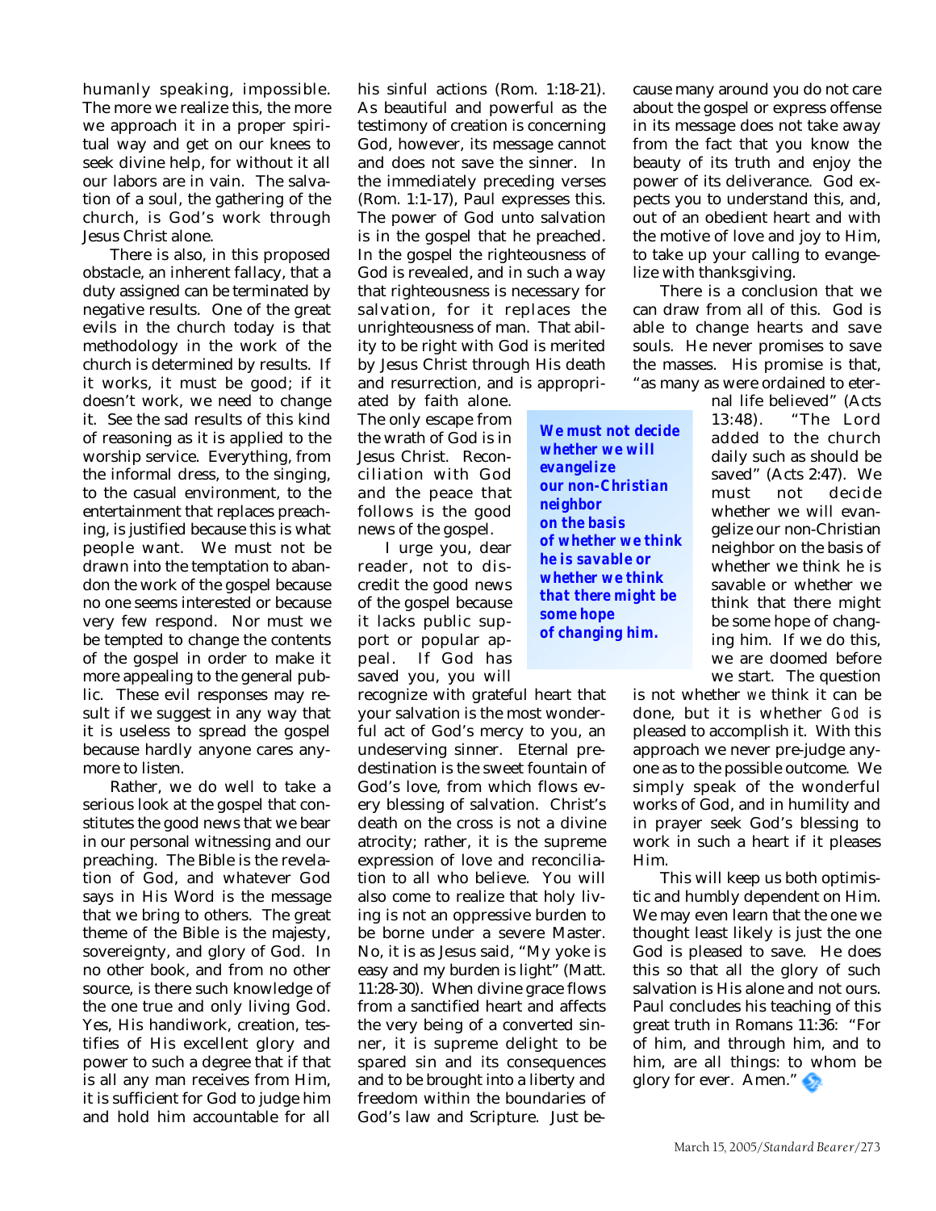humanly speaking, impossible. The more we realize this, the more we approach it in a proper spiritual way and get on our knees to seek divine help, for without it all our labors are in vain. The salvation of a soul, the gathering of the church, is God's work through Jesus Christ alone.

There is also, in this proposed obstacle, an inherent fallacy, that a duty assigned can be terminated by negative results. One of the great evils in the church today is that methodology in the work of the church is determined by results. If it works, it must be good; if it doesn't work, we need to change it. See the sad results of this kind of reasoning as it is applied to the worship service. Everything, from the informal dress, to the singing, to the casual environment, to the entertainment that replaces preaching, is justified because this is what people want. We must not be drawn into the temptation to abandon the work of the gospel because no one seems interested or because very few respond. Nor must we be tempted to change the contents of the gospel in order to make it more appealing to the general public. These evil responses may result if we suggest in any way that it is useless to spread the gospel because hardly anyone cares anymore to listen.

Rather, we do well to take a serious look at the gospel that constitutes the good news that we bear in our personal witnessing and our preaching. The Bible is the revelation of God, and whatever God says in His Word is the message that we bring to others. The great theme of the Bible is the majesty, sovereignty, and glory of God. In no other book, and from no other source, is there such knowledge of the one true and only living God. Yes, His handiwork, creation, testifies of His excellent glory and power to such a degree that if that is all any man receives from Him, it is sufficient for God to judge him and hold him accountable for all his sinful actions (Rom. 1:18-21). As beautiful and powerful as the testimony of creation is concerning God, however, its message cannot and does not save the sinner. In the immediately preceding verses (Rom. 1:1-17), Paul expresses this. The power of God unto salvation is in the gospel that he preached. In the gospel the righteousness of God is revealed, and in such a way that righteousness is necessary for salvation, for it replaces the unrighteousness of man. That ability to be right with God is merited by Jesus Christ through His death and resurrection, and is appropriated by faith alone. The only escape from the wrath of God is in Jesus Christ. Reconciliation with God and the peace that follows is the good news of the gospel.

*We must not decide whether we will evangelize our non-Christian neighbor on the basis of whether we think he is savable or whether we think that there might be some hope of changing him.*

I urge you, dear reader, not to discredit the good news of the gospel because it lacks public support or popular appeal. If God has saved you, you will recognize with grateful heart that your salvation is the most wonderful act of God's mercy to you, an undeserving sinner. Eternal predestination is the sweet fountain of God's love, from which flows every blessing of salvation. Christ's death on the cross is not a divine atrocity; rather, it is the supreme expression of love and reconciliation to all who believe. You will also come to realize that holy living is not an oppressive burden to be borne under a severe Master. No, it is as Jesus said, "My yoke is easy and my burden is light" (Matt. 11:28-30). When divine grace flows from a sanctified heart and affects the very being of a converted sinner, it is supreme delight to be spared sin and its consequences and to be brought into a liberty and freedom within the boundaries of God's law and Scripture. Just because many around you do not care about the gospel or express offense in its message does not take away from the fact that you know the beauty of its truth and enjoy the power of its deliverance. God expects you to understand this, and, out of an obedient heart and with the motive of love and joy to Him, to take up your calling to evangelize with thanksgiving.

There is a conclusion that we can draw from all of this. God is able to change hearts and save souls. He never promises to save the masses. His promise is that, "as many as were ordained to eternal life believed" (Acts 13:48). "The Lord added to the church daily such as should be saved" (Acts 2:47). We must not decide whether we will evangelize our non-Christian neighbor on the basis of whether we think he is savable or whether we think that there might be some hope of changing him. If we do this, we are doomed before we start. The question is not whether *we* think it can be done, but it is whether *God* is pleased to accomplish it. With this approach we never pre-judge anyone as to the possible outcome. We simply speak of the wonderful works of God, and in humility and in prayer seek God's blessing to work in such a heart if it pleases Him.

This will keep us both optimistic and humbly dependent on Him. We may even learn that the one we thought least likely is just the one God is pleased to save. He does this so that all the glory of such salvation is His alone and not ours. Paul concludes his teaching of this great truth in Romans 11:36: "For of him, and through him, and to him, are all things: to whom be glory for ever. Amen."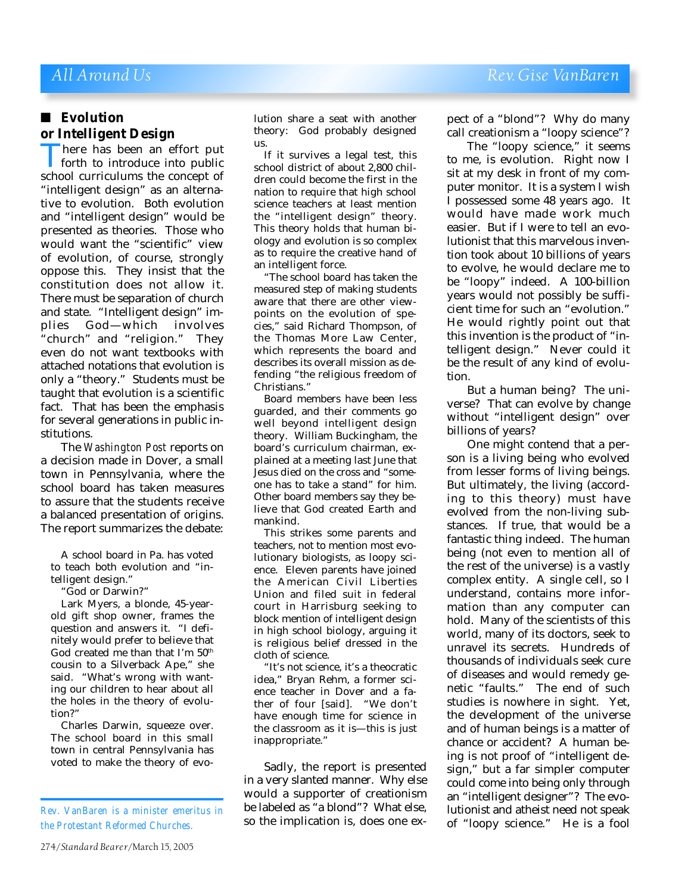## Evolution or Intelligent Design

There has been an effort put forth to introduce into public school curriculums the concept of "intelligent design" as an alternative to evolution. Both evolution and "intelligent design" would be presented as theories. Those who would want the "scientific" view of evolution, of course, strongly oppose this. They insist that the constitution does not allow it. There must be separation of church and state. "Intelligent design" implies God—which involves "church" and "religion." They even do not want textbooks with attached notations that evolution is only a "theory." Students must be taught that evolution is a scientific fact. That has been the emphasis for several generations in public institutions.

The *Washington Post* reports on a decision made in Dover, a small town in Pennsylvania, where the school board has taken measures to assure that the students receive a balanced presentation of origins. The report summarizes the debate:

> A school board in Pa. has voted to teach both evolution and "intelligent design."
>
> "God or Darwin?"
>
> Lark Myers, a blonde, 45-year-old gift shop owner, frames the question and answers it. "I definitely would prefer to believe that God created me than that I'm 50th cousin to a Silverback Ape," she said. "What's wrong with wanting our children to hear about all the holes in the theory of evolution?"
>
> Charles Darwin, squeeze over. The school board in this small town in central Pennsylvania has voted to make the theory of evolution share a seat with another theory: God probably designed us.
>
> If it survives a legal test, this school district of about 2,800 children could become the first in the nation to require that high school science teachers at least mention the "intelligent design" theory. This theory holds that human biology and evolution is so complex as to require the creative hand of an intelligent force.
>
> "The school board has taken the measured step of making students aware that there are other viewpoints on the evolution of species," said Richard Thompson, of the Thomas More Law Center, which represents the board and describes its overall mission as defending "the religious freedom of Christians."
>
> Board members have been less guarded, and their comments go well beyond intelligent design theory. William Buckingham, the board's curriculum chairman, explained at a meeting last June that Jesus died on the cross and "someone has to take a stand" for him. Other board members say they believe that God created Earth and mankind.
>
> This strikes some parents and teachers, not to mention most evolutionary biologists, as loopy science. Eleven parents have joined the American Civil Liberties Union and filed suit in federal court in Harrisburg seeking to block mention of intelligent design in high school biology, arguing it is religious belief dressed in the cloth of science.
>
> "It's not science, it's a theocratic idea," Bryan Rehm, a former science teacher in Dover and a father of four [said]. "We don't have enough time for science in the classroom as it is—this is just inappropriate."

Sadly, the report is presented in a very slanted manner. Why else would a supporter of creationism be labeled as "a blond"? What else, so the implication is, does one expect of a "blond"? Why do many call creationism a "loopy science"?

The "loopy science," it seems to me, is evolution. Right now I sit at my desk in front of my computer monitor. It is a system I wish I possessed some 48 years ago. It would have made work much easier. But if I were to tell an evolutionist that this marvelous invention took about 10 billions of years to evolve, he would declare me to be "loopy" indeed. A 100-billion years would not possibly be sufficient time for such an "evolution." He would rightly point out that this invention is the product of "intelligent design." Never could it be the result of any kind of evolution.

But a human being? The universe? That can evolve by change without "intelligent design" over billions of years?

One might contend that a person is a living being who evolved from lesser forms of living beings. But ultimately, the living (according to this theory) must have evolved from the non-living substances. If true, that would be a fantastic thing indeed. The human being (not even to mention all of the rest of the universe) is a vastly complex entity. A single cell, so I understand, contains more information than any computer can hold. Many of the scientists of this world, many of its doctors, seek to unravel its secrets. Hundreds of thousands of individuals seek cure of diseases and would remedy genetic "faults." The end of such studies is nowhere in sight. Yet, the development of the universe and of human beings is a matter of chance or accident? A human being is not proof of "intelligent design," but a far simpler computer could come into being only through an "intelligent designer"? The evolutionist and atheist need not speak of "loopy science." He is a fool

*Rev. VanBaren is a minister emeritus in the Protestant Reformed Churches.*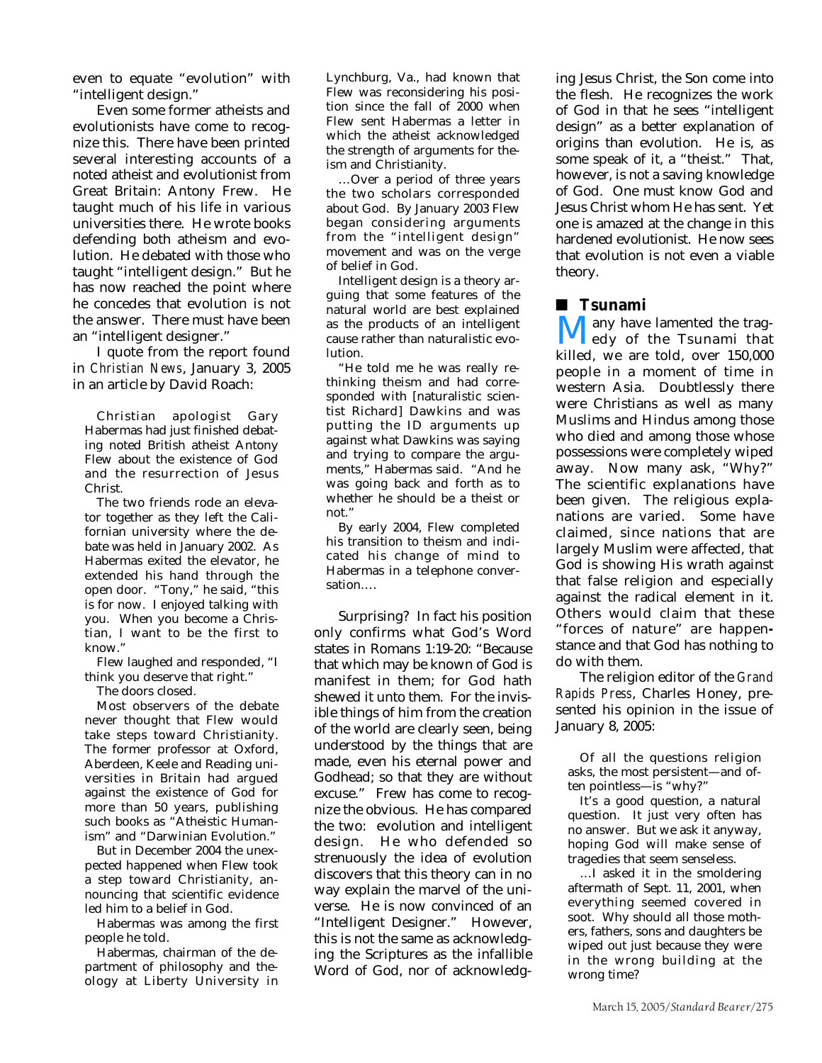even to equate "evolution" with "intelligent design."

Even some former atheists and evolutionists have come to recognize this. There have been printed several interesting accounts of a noted atheist and evolutionist from Great Britain: Antony Frew. He taught much of his life in various universities there. He wrote books defending both atheism and evolution. He debated with those who taught "intelligent design." But he has now reached the point where he concedes that evolution is not the answer. There must have been an "intelligent designer."

I quote from the report found in *Christian News*, January 3, 2005 in an article by David Roach:

> Christian apologist Gary Habermas had just finished debating noted British atheist Antony Flew about the existence of God and the resurrection of Jesus Christ.
>
> The two friends rode an elevator together as they left the Californian university where the debate was held in January 2002. As Habermas exited the elevator, he extended his hand through the open door. "Tony," he said, "this is for now. I enjoyed talking with you. When you become a Christian, I want to be the first to know."
>
> Flew laughed and responded, "I think you deserve that right."
>
> The doors closed.
>
> Most observers of the debate never thought that Flew would take steps toward Christianity. The former professor at Oxford, Aberdeen, Keele and Reading universities in Britain had argued against the existence of God for more than 50 years, publishing such books as "Atheistic Humanism" and "Darwinian Evolution."
>
> But in December 2004 the unexpected happened when Flew took a step toward Christianity, announcing that scientific evidence led him to a belief in God.
>
> Habermas was among the first people he told.
>
> Habermas, chairman of the department of philosophy and theology at Liberty University in Lynchburg, Va., had known that Flew was reconsidering his position since the fall of 2000 when Flew sent Habermas a letter in which the atheist acknowledged the strength of arguments for theism and Christianity.
>
> …Over a period of three years the two scholars corresponded about God. By January 2003 Flew began considering arguments from the "intelligent design" movement and was on the verge of belief in God.
>
> Intelligent design is a theory arguing that some features of the natural world are best explained as the products of an intelligent cause rather than naturalistic evolution.
>
> "He told me he was really rethinking theism and had corresponded with [naturalistic scientist Richard] Dawkins and was putting the ID arguments up against what Dawkins was saying and trying to compare the arguments," Habermas said. "And he was going back and forth as to whether he should be a theist or not."
>
> By early 2004, Flew completed his transition to theism and indicated his change of mind to Habermas in a telephone conversation….

Surprising? In fact his position only confirms what God's Word states in Romans 1:19-20: "Because that which may be known of God is manifest in them; for God hath shewed it unto them. For the invisible things of him from the creation of the world are clearly seen, being understood by the things that are made, even his eternal power and Godhead; so that they are without excuse." Frew has come to recognize the obvious. He has compared the two: evolution and intelligent design. He who defended so strenuously the idea of evolution discovers that this theory can in no way explain the marvel of the universe. He is now convinced of an "Intelligent Designer." However, this is not the same as acknowledging the Scriptures as the infallible Word of God, nor of acknowledging Jesus Christ, the Son come into the flesh. He recognizes the work of God in that he sees "intelligent design" as a better explanation of origins than evolution. He is, as some speak of it, a "theist." That, however, is not a saving knowledge of God. One must know God and Jesus Christ whom He has sent. Yet one is amazed at the change in this hardened evolutionist. He now sees that evolution is not even a viable theory.

## ■ Tsunami

Many have lamented the tragedy of the Tsunami that killed, we are told, over 150,000 people in a moment of time in western Asia. Doubtlessly there were Christians as well as many Muslims and Hindus among those who died and among those whose possessions were completely wiped away. Now many ask, "Why?" The scientific explanations have been given. The religious explanations are varied. Some have claimed, since nations that are largely Muslim were affected, that God is showing His wrath against that false religion and especially against the radical element in it. Others would claim that these "forces of nature" are happenstance and that God has nothing to do with them.

The religion editor of the *Grand Rapids Press*, Charles Honey, presented his opinion in the issue of January 8, 2005:

> Of all the questions religion asks, the most persistent—and often pointless—is "why?"
>
> It's a good question, a natural question. It just very often has no answer. But we ask it anyway, hoping God will make sense of tragedies that seem senseless.
>
> …I asked it in the smoldering aftermath of Sept. 11, 2001, when everything seemed covered in soot. Why should all those mothers, fathers, sons and daughters be wiped out just because they were in the wrong building at the wrong time?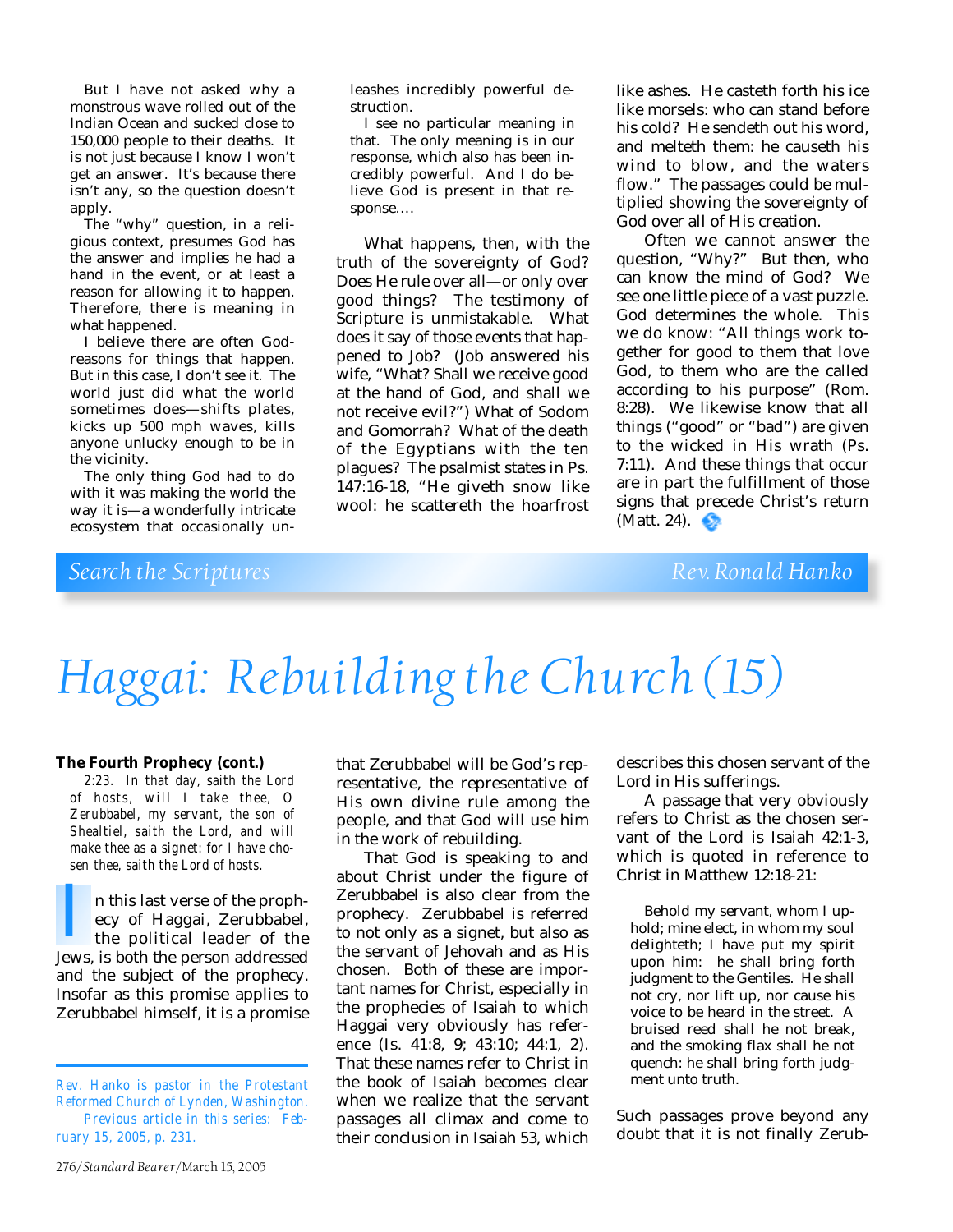But I have not asked why a monstrous wave rolled out of the Indian Ocean and sucked close to 150,000 people to their deaths. It is not just because I know I won't get an answer. It's because there isn't any, so the question doesn't apply.

The "why" question, in a religious context, presumes God has the answer and implies he had a hand in the event, or at least a reason for allowing it to happen. Therefore, there is meaning in what happened.

I believe there are often God-reasons for things that happen. But in this case, I don't see it. The world just did what the world sometimes does—shifts plates, kicks up 500 mph waves, kills anyone unlucky enough to be in the vicinity.

The only thing God had to do with it was making the world the way it is—a wonderfully intricate ecosystem that occasionally unleashes incredibly powerful destruction.

I see no particular meaning in that. The only meaning is in our response, which also has been incredibly powerful. And I do believe God is present in that response....

What happens, then, with the truth of the sovereignty of God? Does He rule over all—or only over good things? The testimony of Scripture is unmistakable. What does it say of those events that happened to Job? (Job answered his wife, "What? Shall we receive good at the hand of God, and shall we not receive evil?") What of Sodom and Gomorrah? What of the death of the Egyptians with the ten plagues? The psalmist states in Ps. 147:16-18, "He giveth snow like wool: he scattereth the hoarfrost like ashes. He casteth forth his ice like morsels: who can stand before his cold? He sendeth out his word, and melteth them: he causeth his wind to blow, and the waters flow." The passages could be multiplied showing the sovereignty of God over all of His creation.

Often we cannot answer the question, "Why?" But then, who can know the mind of God? We see one little piece of a vast puzzle. God determines the whole. This we do know: "All things work together for good to them that love God, to them who are the called according to his purpose" (Rom. 8:28). We likewise know that all things ("good" or "bad") are given to the wicked in His wrath (Ps. 7:11). And these things that occur are in part the fulfillment of those signs that precede Christ's return (Matt. 24).

*Search the Scriptures* — *Rev. Ronald Hanko*

# *Haggai: Rebuilding the Church (15)*

**The Fourth Prophecy (cont.)**

*2:23. In that day, saith the Lord of hosts, will I take thee, O Zerubbabel, my servant, the son of Shealtiel, saith the Lord, and will make thee as a signet: for I have chosen thee, saith the Lord of hosts.*

In this last verse of the prophecy of Haggai, Zerubbabel, the political leader of the Jews, is both the person addressed and the subject of the prophecy. Insofar as this promise applies to Zerubbabel himself, it is a promise that Zerubbabel will be God's representative, the representative of His own divine rule among the people, and that God will use him in the work of rebuilding.

That God is speaking to and about Christ under the figure of Zerubbabel is also clear from the prophecy. Zerubbabel is referred to not only as a signet, but also as the servant of Jehovah and as His chosen. Both of these are important names for Christ, especially in the prophecies of Isaiah to which Haggai very obviously has reference (Is. 41:8, 9; 43:10; 44:1, 2). That these names refer to Christ in the book of Isaiah becomes clear when we realize that the servant passages all climax and come to their conclusion in Isaiah 53, which describes this chosen servant of the Lord in His sufferings.

A passage that very obviously refers to Christ as the chosen servant of the Lord is Isaiah 42:1-3, which is quoted in reference to Christ in Matthew 12:18-21:

> Behold my servant, whom I uphold; mine elect, in whom my soul delighteth; I have put my spirit upon him: he shall bring forth judgment to the Gentiles. He shall not cry, nor lift up, nor cause his voice to be heard in the street. A bruised reed shall he not break, and the smoking flax shall he not quench: he shall bring forth judgment unto truth.

Such passages prove beyond any doubt that it is not finally Zerub-

---

*Rev. Hanko is pastor in the Protestant Reformed Church of Lynden, Washington.*

*Previous article in this series: February 15, 2005, p. 231.*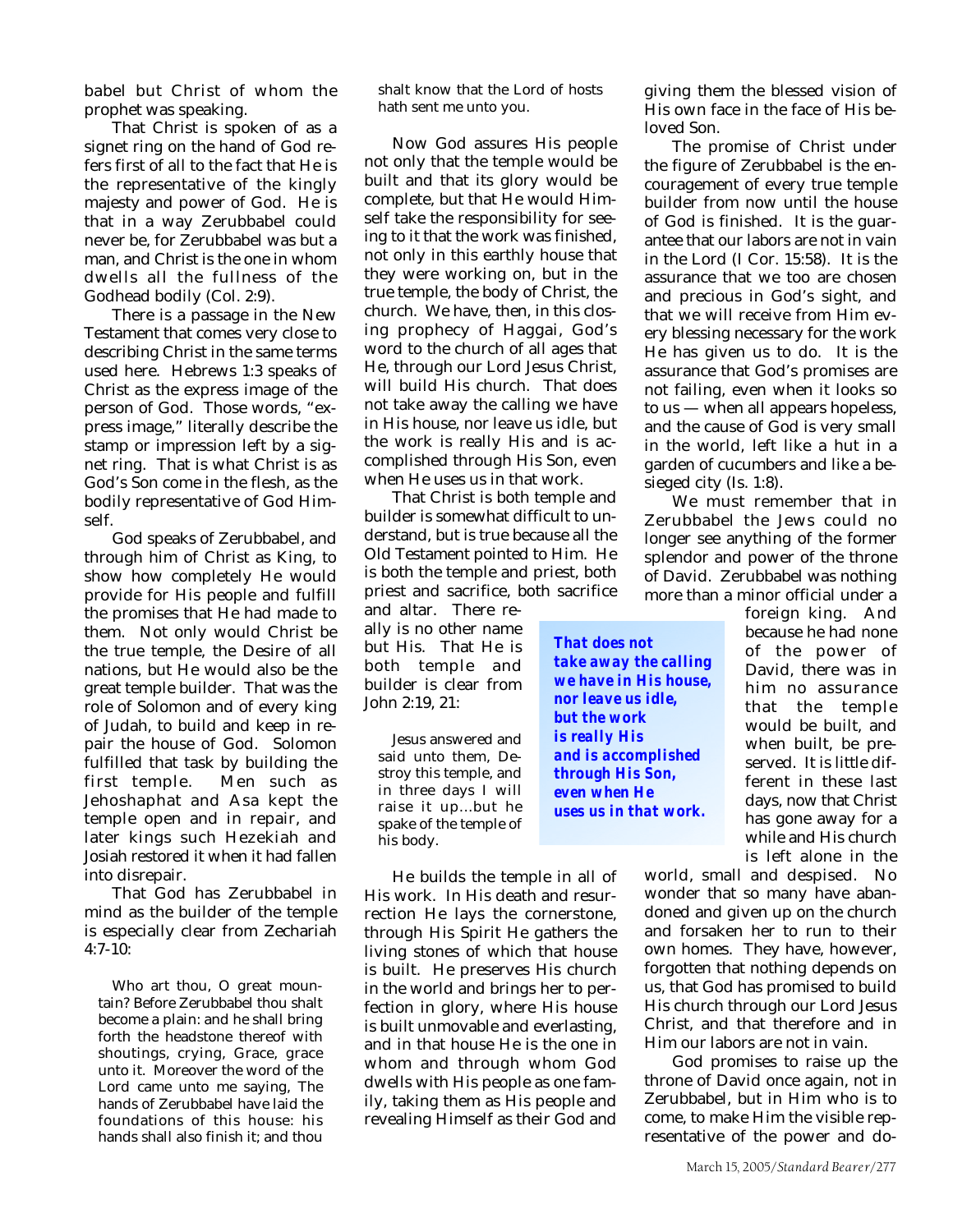babel but Christ of whom the prophet was speaking.

That Christ is spoken of as a signet ring on the hand of God refers first of all to the fact that He is the representative of the kingly majesty and power of God. He is that in a way Zerubbabel could never be, for Zerubbabel was but a man, and Christ is the one in whom dwells all the fullness of the Godhead bodily (Col. 2:9).

There is a passage in the New Testament that comes very close to describing Christ in the same terms used here. Hebrews 1:3 speaks of Christ as the express image of the person of God. Those words, "express image," literally describe the stamp or impression left by a signet ring. That is what Christ is as God's Son come in the flesh, as the bodily representative of God Himself.

God speaks of Zerubbabel, and through him of Christ as King, to show how completely He would provide for His people and fulfill the promises that He had made to them. Not only would Christ be the true temple, the Desire of all nations, but He would also be the great temple builder. That was the role of Solomon and of every king of Judah, to build and keep in repair the house of God. Solomon fulfilled that task by building the first temple. Men such as Jehoshaphat and Asa kept the temple open and in repair, and later kings such Hezekiah and Josiah restored it when it had fallen into disrepair.

That God has Zerubbabel in mind as the builder of the temple is especially clear from Zechariah 4:7-10:

> Who art thou, O great mountain? Before Zerubbabel thou shalt become a plain: and he shall bring forth the headstone thereof with shoutings, crying, Grace, grace unto it. Moreover the word of the Lord came unto me saying, The hands of Zerubbabel have laid the foundations of this house: his hands shall also finish it; and thou shalt know that the Lord of hosts hath sent me unto you.

Now God assures His people not only that the temple would be built and that its glory would be complete, but that He would Himself take the responsibility for seeing to it that the work was finished, not only in this earthly house that they were working on, but in the true temple, the body of Christ, the church. We have, then, in this closing prophecy of Haggai, God's word to the church of all ages that He, through our Lord Jesus Christ, will build His church. That does not take away the calling we have in His house, nor leave us idle, but the work is really His and is accomplished through His Son, even when He uses us in that work.

That Christ is both temple and builder is somewhat difficult to understand, but is true because all the Old Testament pointed to Him. He is both the temple and priest, both priest and sacrifice, both sacrifice and altar. There really is no other name but His. That He is both temple and builder is clear from John 2:19, 21:

> Jesus answered and said unto them, Destroy this temple, and in three days I will raise it up...but he spake of the temple of his body.

*That does not take away the calling we have in His house, nor leave us idle, but the work is really His and is accomplished through His Son, even when He uses us in that work.*

He builds the temple in all of His work. In His death and resurrection He lays the cornerstone, through His Spirit He gathers the living stones of which that house is built. He preserves His church in the world and brings her to perfection in glory, where His house is built unmovable and everlasting, and in that house He is the one in whom and through whom God dwells with His people as one family, taking them as His people and revealing Himself as their God and giving them the blessed vision of His own face in the face of His beloved Son.

The promise of Christ under the figure of Zerubbabel is the encouragement of every true temple builder from now until the house of God is finished. It is the guarantee that our labors are not in vain in the Lord (I Cor. 15:58). It is the assurance that we too are chosen and precious in God's sight, and that we will receive from Him every blessing necessary for the work He has given us to do. It is the assurance that God's promises are not failing, even when it looks so to us — when all appears hopeless, and the cause of God is very small in the world, left like a hut in a garden of cucumbers and like a besieged city (Is. 1:8).

We must remember that in Zerubbabel the Jews could no longer see anything of the former splendor and power of the throne of David. Zerubbabel was nothing more than a minor official under a foreign king. And because he had none of the power of David, there was in him no assurance that the temple would be built, and when built, be preserved. It is little different in these last days, now that Christ has gone away for a while and His church is left alone in the world, small and despised. No wonder that so many have abandoned and given up on the church and forsaken her to run to their own homes. They have, however, forgotten that nothing depends on us, that God has promised to build His church through our Lord Jesus Christ, and that therefore and in Him our labors are not in vain.

God promises to raise up the throne of David once again, not in Zerubbabel, but in Him who is to come, to make Him the visible representative of the power and do-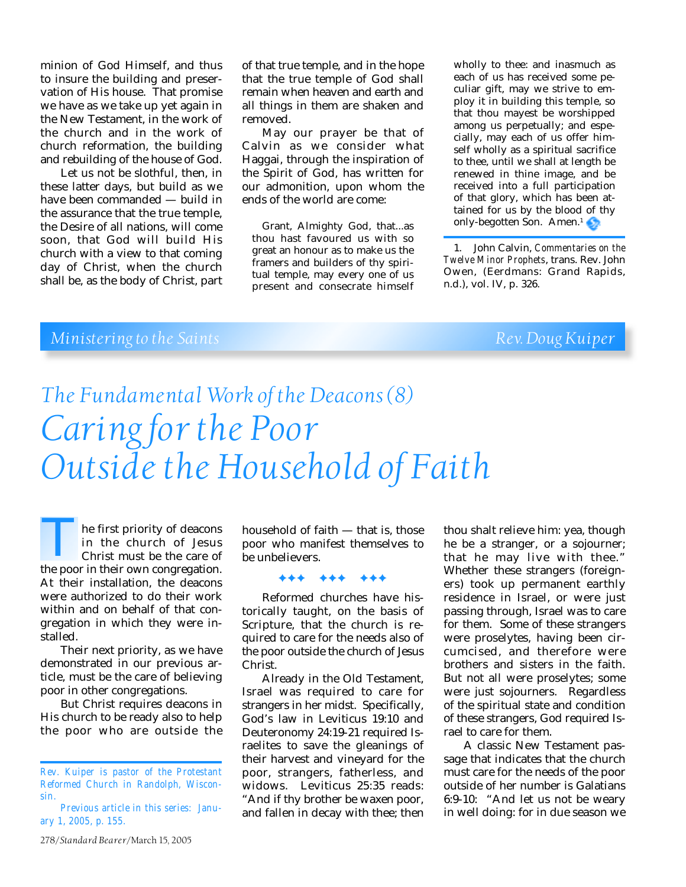minion of God Himself, and thus to insure the building and preservation of His house. That promise we have as we take up yet again in the New Testament, in the work of the church and in the work of church reformation, the building and rebuilding of the house of God.

Let us not be slothful, then, in these latter days, but build as we have been commanded — build in the assurance that the true temple, the Desire of all nations, will come soon, that God will build His church with a view to that coming day of Christ, when the church shall be, as the body of Christ, part of that true temple, and in the hope that the true temple of God shall remain when heaven and earth and all things in them are shaken and removed.

May our prayer be that of Calvin as we consider what Haggai, through the inspiration of the Spirit of God, has written for our admonition, upon whom the ends of the world are come:

> Grant, Almighty God, that...as thou hast favoured us with so great an honour as to make us the framers and builders of thy spiritual temple, may every one of us present and consecrate himself wholly to thee: and inasmuch as each of us has received some peculiar gift, may we strive to employ it in building this temple, so that thou mayest be worshipped among us perpetually; and especially, may each of us offer himself wholly as a spiritual sacrifice to thee, until we shall at length be renewed in thine image, and be received into a full participation of that glory, which has been attained for us by the blood of thy only-begotten Son. Amen.[1]

1. John Calvin, *Commentaries on the Twelve Minor Prophets*, trans. Rev. John Owen, (Eerdmans: Grand Rapids, n.d.), vol. IV, p. 326.

*Ministering to the Saints* — *Rev. Doug Kuiper*

# The Fundamental Work of the Deacons (8)
# Caring for the Poor Outside the Household of Faith

The first priority of deacons in the church of Jesus Christ must be the care of the poor in their own congregation. At their installation, the deacons were authorized to do their work within and on behalf of that congregation in which they were installed.

Their next priority, as we have demonstrated in our previous article, must be the care of believing poor in other congregations.

But Christ requires deacons in His church to be ready also to help the poor who are outside the household of faith — that is, those poor who manifest themselves to be unbelievers.

*Rev. Kuiper is pastor of the Protestant Reformed Church in Randolph, Wisconsin.*

*Previous article in this series: January 1, 2005, p. 155.*

✦✦✦ ✦✦✦ ✦✦✦

Reformed churches have historically taught, on the basis of Scripture, that the church is required to care for the needs also of the poor outside the church of Jesus Christ.

Already in the Old Testament, Israel was required to care for strangers in her midst. Specifically, God's law in Leviticus 19:10 and Deuteronomy 24:19-21 required Israelites to save the gleanings of their harvest and vineyard for the poor, strangers, fatherless, and widows. Leviticus 25:35 reads: "And if thy brother be waxen poor, and fallen in decay with thee; then thou shalt relieve him: yea, though he be a stranger, or a sojourner; that he may live with thee." Whether these strangers (foreigners) took up permanent earthly residence in Israel, or were just passing through, Israel was to care for them. Some of these strangers were proselytes, having been circumcised, and therefore were brothers and sisters in the faith. But not all were proselytes; some were just sojourners. Regardless of the spiritual state and condition of these strangers, God required Israel to care for them.

A classic New Testament passage that indicates that the church must care for the needs of the poor outside of her number is Galatians 6:9-10: "And let us not be weary in well doing: for in due season we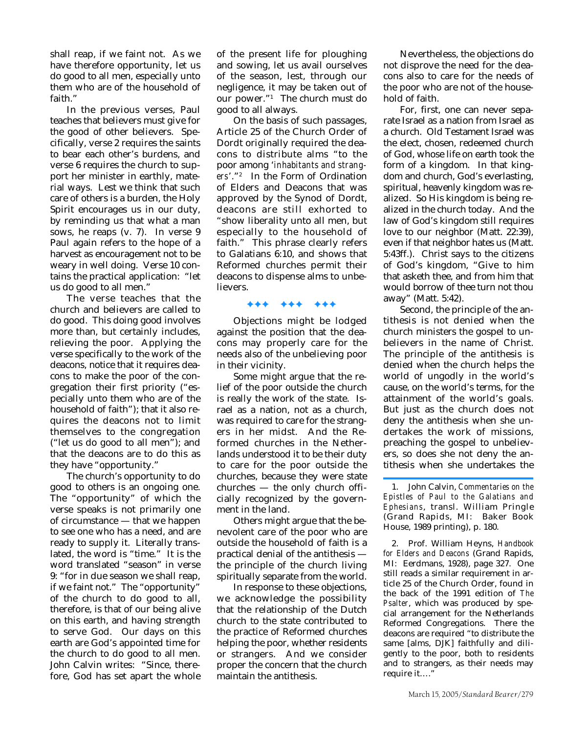shall reap, if we faint not. As we have therefore opportunity, let us do good to all men, especially unto them who are of the household of faith."

In the previous verses, Paul teaches that believers must give for the good of other believers. Specifically, verse 2 requires the saints to bear each other's burdens, and verse 6 requires the church to support her minister in earthly, material ways. Lest we think that such care of others is a burden, the Holy Spirit encourages us in our duty, by reminding us that what a man sows, he reaps (v. 7). In verse 9 Paul again refers to the hope of a harvest as encouragement not to be weary in well doing. Verse 10 contains the practical application: "let us do good to all men."

The verse teaches that the church and believers are called to do good. This doing good involves more than, but certainly includes, relieving the poor. Applying the verse specifically to the work of the deacons, notice that it requires deacons to make the poor of the congregation their first priority ("especially unto them who are of the household of faith"); that it also requires the deacons not to limit themselves to the congregation ("let us do good to all men"); and that the deacons are to do this as they have "opportunity."

The church's opportunity to do good to others is an ongoing one. The "opportunity" of which the verse speaks is not primarily one of circumstance — that we happen to see one who has a need, and are ready to supply it. Literally translated, the word is "time." It is the word translated "season" in verse 9: "for in due season we shall reap, if we faint not." The "opportunity" of the church to do good to all, therefore, is that of our being alive on this earth, and having strength to serve God. Our days on this earth are God's appointed time for the church to do good to all men. John Calvin writes: "Since, therefore, God has set apart the whole of the present life for ploughing and sowing, let us avail ourselves of the season, lest, through our negligence, it may be taken out of our power."[1] The church must do good to all always.

On the basis of such passages, Article 25 of the Church Order of Dordt originally required the deacons to distribute alms "to the poor among '*inhabitants and strangers*'."[2] In the Form of Ordination of Elders and Deacons that was approved by the Synod of Dordt, deacons are still exhorted to "show liberality unto all men, but especially to the household of faith." This phrase clearly refers to Galatians 6:10, and shows that Reformed churches permit their deacons to dispense alms to unbelievers.

✦✦✦ ✦✦✦ ✦✦✦

Objections might be lodged against the position that the deacons may properly care for the needs also of the unbelieving poor in their vicinity.

Some might argue that the relief of the poor outside the church is really the work of the state. Israel as a nation, not as a church, was required to care for the strangers in her midst. And the Reformed churches in the Netherlands understood it to be their duty to care for the poor outside the churches, because they were state churches — the only church officially recognized by the government in the land.

Others might argue that the benevolent care of the poor who are outside the household of faith is a practical denial of the antithesis — the principle of the church living spiritually separate from the world.

In response to these objections, we acknowledge the possibility that the relationship of the Dutch church to the state contributed to the practice of Reformed churches helping the poor, whether residents or strangers. And we consider proper the concern that the church maintain the antithesis.

Nevertheless, the objections do not disprove the need for the deacons also to care for the needs of the poor who are not of the household of faith.

For, first, one can never separate Israel as a nation from Israel as a church. Old Testament Israel was the elect, chosen, redeemed church of God, whose life on earth took the form of a kingdom. In that kingdom and church, God's everlasting, spiritual, heavenly kingdom was realized. So His kingdom is being realized in the church today. And the law of God's kingdom still requires love to our neighbor (Matt. 22:39), even if that neighbor hates us (Matt. 5:43ff.). Christ says to the citizens of God's kingdom, "Give to him that asketh thee, and from him that would borrow of thee turn not thou away" (Matt. 5:42).

Second, the principle of the antithesis is not denied when the church ministers the gospel to unbelievers in the name of Christ. The principle of the antithesis is denied when the church helps the world of ungodly in the world's cause, on the world's terms, for the attainment of the world's goals. But just as the church does not deny the antithesis when she undertakes the work of missions, preaching the gospel to unbelievers, so does she not deny the antithesis when she undertakes the

---

1. John Calvin, *Commentaries on the Epistles of Paul to the Galatians and Ephesians*, transl. William Pringle (Grand Rapids, MI: Baker Book House, 1989 printing), p. 180.

2. Prof. William Heyns, *Handbook for Elders and Deacons* (Grand Rapids, MI: Eerdmans, 1928), page 327. One still reads a similar requirement in article 25 of the Church Order, found in the back of the 1991 edition of *The Psalter*, which was produced by special arrangement for the Netherlands Reformed Congregations. There the deacons are required "to distribute the same [alms, DJK] faithfully and diligently to the poor, both to residents and to strangers, as their needs may require it…."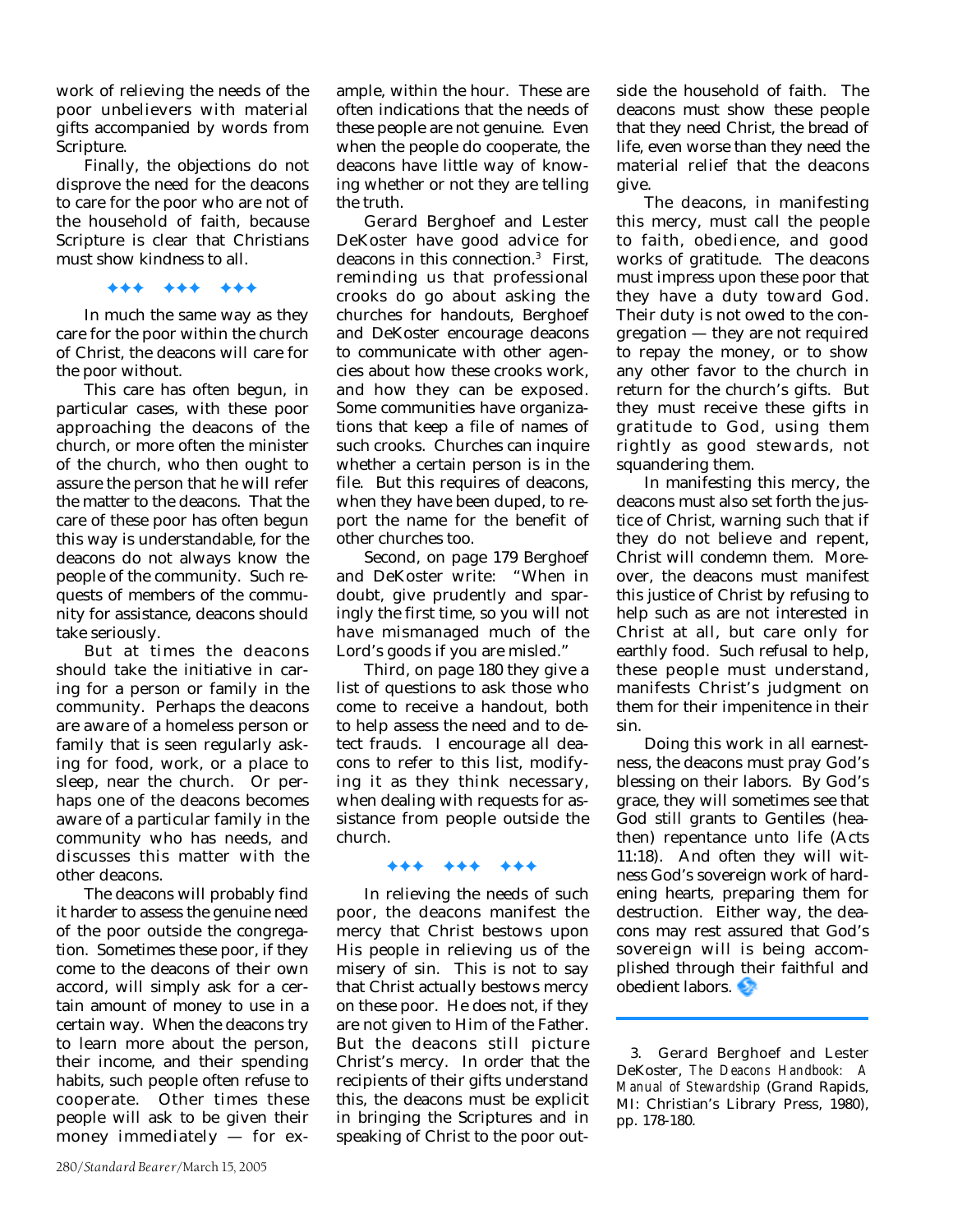work of relieving the needs of the poor unbelievers with material gifts accompanied by words from Scripture.

Finally, the objections do not disprove the need for the deacons to care for the poor who are not of the household of faith, because Scripture is clear that Christians must show kindness to all.

✦✦✦ ✦✦✦ ✦✦✦

In much the same way as they care for the poor within the church of Christ, the deacons will care for the poor without.

This care has often begun, in particular cases, with these poor approaching the deacons of the church, or more often the minister of the church, who then ought to assure the person that he will refer the matter to the deacons. That the care of these poor has often begun this way is understandable, for the deacons do not always know the people of the community. Such requests of members of the community for assistance, deacons should take seriously.

But at times the deacons should take the initiative in caring for a person or family in the community. Perhaps the deacons are aware of a homeless person or family that is seen regularly asking for food, work, or a place to sleep, near the church. Or perhaps one of the deacons becomes aware of a particular family in the community who has needs, and discusses this matter with the other deacons.

The deacons will probably find it harder to assess the genuine need of the poor outside the congregation. Sometimes these poor, if they come to the deacons of their own accord, will simply ask for a certain amount of money to use in a certain way. When the deacons try to learn more about the person, their income, and their spending habits, such people often refuse to cooperate. Other times these people will ask to be given their money immediately — for example, within the hour. These are often indications that the needs of these people are not genuine. Even when the people do cooperate, the deacons have little way of knowing whether or not they are telling the truth.

Gerard Berghoef and Lester DeKoster have good advice for deacons in this connection.[3] First, reminding us that professional crooks do go about asking the churches for handouts, Berghoef and DeKoster encourage deacons to communicate with other agencies about how these crooks work, and how they can be exposed. Some communities have organizations that keep a file of names of such crooks. Churches can inquire whether a certain person is in the file. But this requires of deacons, when they have been duped, to report the name for the benefit of other churches too.

Second, on page 179 Berghoef and DeKoster write: "When in doubt, give prudently and sparingly the first time, so you will not have mismanaged much of the Lord's goods if you are misled."

Third, on page 180 they give a list of questions to ask those who come to receive a handout, both to help assess the need and to detect frauds. I encourage all deacons to refer to this list, modifying it as they think necessary, when dealing with requests for assistance from people outside the church.

✦✦✦ ✦✦✦ ✦✦✦

In relieving the needs of such poor, the deacons manifest the mercy that Christ bestows upon His people in relieving us of the misery of sin. This is not to say that Christ actually bestows mercy on these poor. He does not, if they are not given to Him of the Father. But the deacons still picture Christ's mercy. In order that the recipients of their gifts understand this, the deacons must be explicit in bringing the Scriptures and in speaking of Christ to the poor outside the household of faith. The deacons must show these people that they need Christ, the bread of life, even worse than they need the material relief that the deacons give.

The deacons, in manifesting this mercy, must call the people to faith, obedience, and good works of gratitude. The deacons must impress upon these poor that they have a duty toward God. Their duty is not owed to the congregation — they are not required to repay the money, or to show any other favor to the church in return for the church's gifts. But they must receive these gifts in gratitude to God, using them rightly as good stewards, not squandering them.

In manifesting this mercy, the deacons must also set forth the justice of Christ, warning such that if they do not believe and repent, Christ will condemn them. Moreover, the deacons must manifest this justice of Christ by refusing to help such as are not interested in Christ at all, but care only for earthly food. Such refusal to help, these people must understand, manifests Christ's judgment on them for their impenitence in their sin.

Doing this work in all earnestness, the deacons must pray God's blessing on their labors. By God's grace, they will sometimes see that God still grants to Gentiles (heathen) repentance unto life (Acts 11:18). And often they will witness God's sovereign work of hardening hearts, preparing them for destruction. Either way, the deacons may rest assured that God's sovereign will is being accomplished through their faithful and obedient labors.

---

3. Gerard Berghoef and Lester DeKoster, *The Deacons Handbook: A Manual of Stewardship* (Grand Rapids, MI: Christian's Library Press, 1980), pp. 178-180.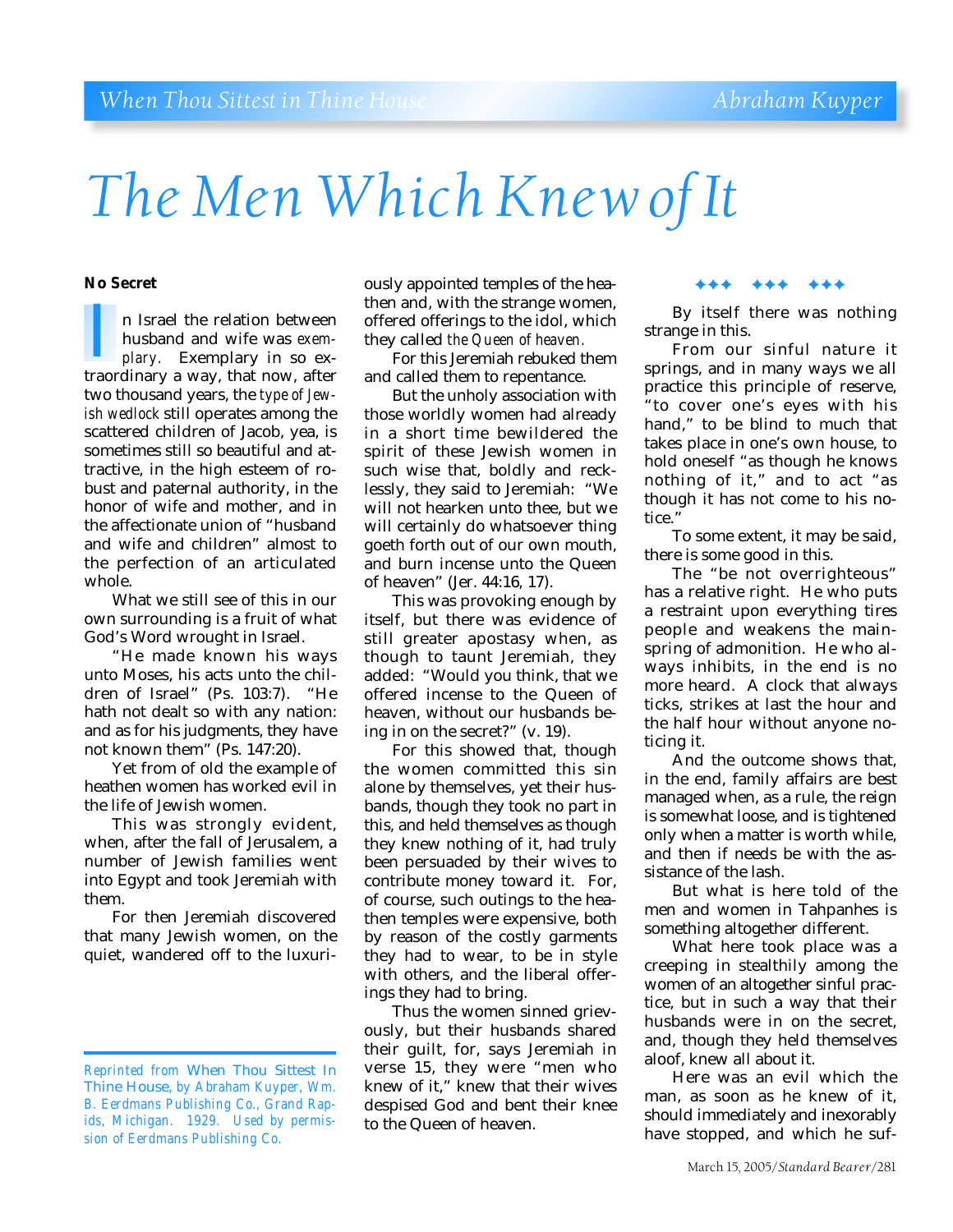# The Men Which Knew of It

**No Secret**

In Israel the relation between husband and wife was *exemplary*. Exemplary in so extraordinary a way, that now, after two thousand years, the *type of Jewish wedlock* still operates among the scattered children of Jacob, yea, is sometimes still so beautiful and attractive, in the high esteem of robust and paternal authority, in the honor of wife and mother, and in the affectionate union of "husband and wife and children" almost to the perfection of an articulated whole.

What we still see of this in our own surrounding is a fruit of what God's Word wrought in Israel.

"He made known his ways unto Moses, his acts unto the children of Israel" (Ps. 103:7). "He hath not dealt so with any nation: and as for his judgments, they have not known them" (Ps. 147:20).

Yet from of old the example of heathen women has worked evil in the life of Jewish women.

This was strongly evident, when, after the fall of Jerusalem, a number of Jewish families went into Egypt and took Jeremiah with them.

For then Jeremiah discovered that many Jewish women, on the quiet, wandered off to the luxuriously appointed temples of the heathen and, with the strange women, offered offerings to the idol, which they called *the Queen of heaven*.

For this Jeremiah rebuked them and called them to repentance.

But the unholy association with those worldly women had already in a short time bewildered the spirit of these Jewish women in such wise that, boldly and recklessly, they said to Jeremiah: "We will not hearken unto thee, but we will certainly do whatsoever thing goeth forth out of our own mouth, and burn incense unto the Queen of heaven" (Jer. 44:16, 17).

This was provoking enough by itself, but there was evidence of still greater apostasy when, as though to taunt Jeremiah, they added: "Would you think, that we offered incense to the Queen of heaven, without our husbands being in on the secret?" (v. 19).

For this showed that, though the women committed this sin alone by themselves, yet their husbands, though they took no part in this, and held themselves as though they knew nothing of it, had truly been persuaded by their wives to contribute money toward it. For, of course, such outings to the heathen temples were expensive, both by reason of the costly garments they had to wear, to be in style with others, and the liberal offerings they had to bring.

Thus the women sinned grievously, but their husbands shared their guilt, for, says Jeremiah in verse 15, they were "men who knew of it," knew that their wives despised God and bent their knee to the Queen of heaven.

✦✦✦ ✦✦✦ ✦✦✦

By itself there was nothing strange in this.

From our sinful nature it springs, and in many ways we all practice this principle of reserve, "to cover one's eyes with his hand," to be blind to much that takes place in one's own house, to hold oneself "as though he knows nothing of it," and to act "as though it has not come to his notice."

To some extent, it may be said, there is some good in this.

The "be not overrighteous" has a relative right. He who puts a restraint upon everything tires people and weakens the mainspring of admonition. He who always inhibits, in the end is no more heard. A clock that always ticks, strikes at last the hour and the half hour without anyone noticing it.

And the outcome shows that, in the end, family affairs are best managed when, as a rule, the reign is somewhat loose, and is tightened only when a matter is worth while, and then if needs be with the assistance of the lash.

But what is here told of the men and women in Tahpanhes is something altogether different.

What here took place was a creeping in stealthily among the women of an altogether sinful practice, but in such a way that their husbands were in on the secret, and, though they held themselves aloof, knew all about it.

Here was an evil which the man, as soon as he knew of it, should immediately and inexorably have stopped, and which he suf-

*Reprinted from* When Thou Sittest In Thine House, *by Abraham Kuyper, Wm. B. Eerdmans Publishing Co., Grand Rapids, Michigan. 1929. Used by permission of Eerdmans Publishing Co.*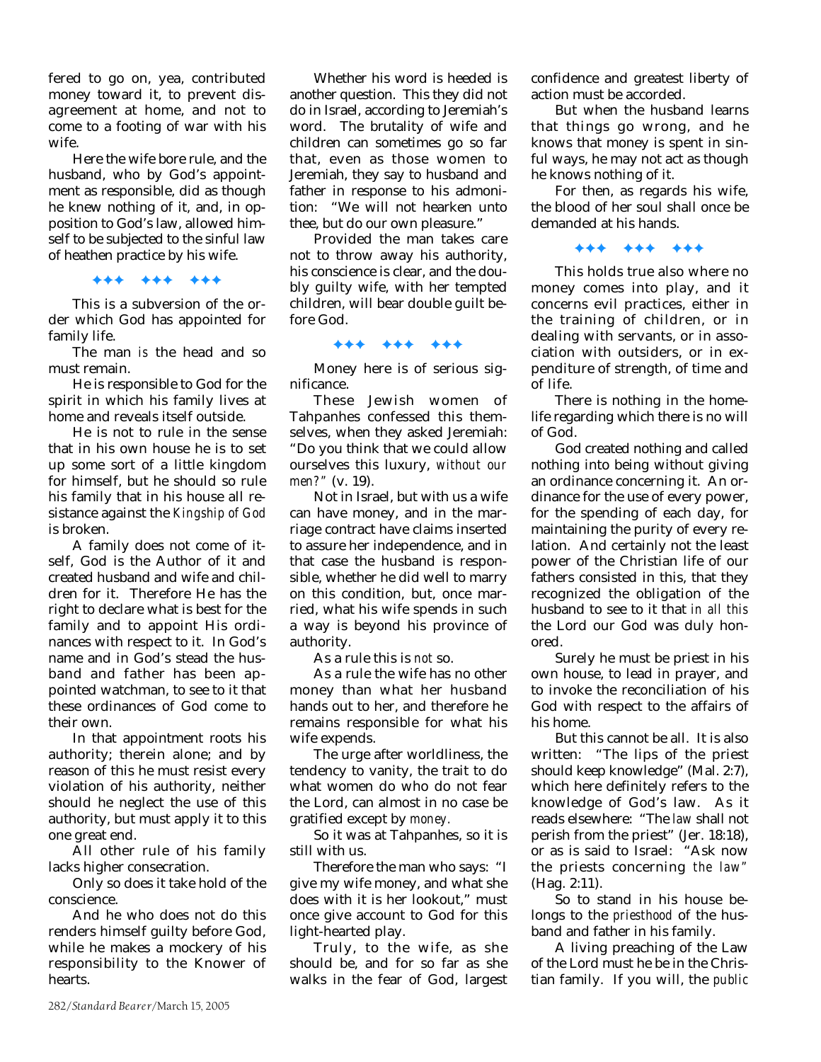fered to go on, yea, contributed money toward it, to prevent disagreement at home, and not to come to a footing of war with his wife.

Here the wife bore rule, and the husband, who by God's appointment as responsible, did as though he knew nothing of it, and, in opposition to God's law, allowed himself to be subjected to the sinful law of heathen practice by his wife.

✦✦✦ ✦✦✦ ✦✦✦

This is a subversion of the order which God has appointed for family life.

The man *is* the head and so must remain.

He is responsible to God for the spirit in which his family lives at home and reveals itself outside.

He is not to rule in the sense that in his own house he is to set up some sort of a little kingdom for himself, but he should so rule his family that in his house all resistance against the *Kingship of God* is broken.

A family does not come of itself, God is the Author of it and created husband and wife and children for it. Therefore He has the right to declare what is best for the family and to appoint His ordinances with respect to it. In God's name and in God's stead the husband and father has been appointed watchman, to see to it that these ordinances of God come to their own.

In that appointment roots his authority; therein alone; and by reason of this he must resist every violation of his authority, neither should he neglect the use of this authority, but must apply it to this one great end.

All other rule of his family lacks higher consecration.

Only so does it take hold of the conscience.

And he who does not do this renders himself guilty before God, while he makes a mockery of his responsibility to the Knower of hearts.

Whether his word is heeded is another question. This they did not do in Israel, according to Jeremiah's word. The brutality of wife and children can sometimes go so far that, even as those women to Jeremiah, they say to husband and father in response to his admonition: "We will not hearken unto thee, but do our own pleasure."

Provided the man takes care not to throw away his authority, his conscience is clear, and the doubly guilty wife, with her tempted children, will bear double guilt before God.

✦✦✦ ✦✦✦ ✦✦✦

Money here is of serious significance.

These Jewish women of Tahpanhes confessed this themselves, when they asked Jeremiah: "Do you think that we could allow ourselves this luxury, *without our men?*" (v. 19).

Not in Israel, but with us a wife can have money, and in the marriage contract have claims inserted to assure her independence, and in that case the husband is responsible, whether he did well to marry on this condition, but, once married, what his wife spends in such a way is beyond his province of authority.

As a rule this is *not* so.

As a rule the wife has no other money than what her husband hands out to her, and therefore he remains responsible for what his wife expends.

The urge after worldliness, the tendency to vanity, the trait to do what women do who do not fear the Lord, can almost in no case be gratified except by *money.*

So it was at Tahpanhes, so it is still with us.

Therefore the man who says: "I give my wife money, and what she does with it is her lookout," must once give account to God for this light-hearted play.

Truly, to the wife, as she should be, and for so far as she walks in the fear of God, largest confidence and greatest liberty of action must be accorded.

But when the husband learns that things go wrong, and he knows that money is spent in sinful ways, he may not act as though he knows nothing of it.

For then, as regards his wife, the blood of her soul shall once be demanded at his hands.

✦✦✦ ✦✦✦ ✦✦✦

This holds true also where no money comes into play, and it concerns evil practices, either in the training of children, or in dealing with servants, or in association with outsiders, or in expenditure of strength, of time and of life.

There is nothing in the home-life regarding which there is no will of God.

God created nothing and called nothing into being without giving an ordinance concerning it. An ordinance for the use of every power, for the spending of each day, for maintaining the purity of every relation. And certainly not the least power of the Christian life of our fathers consisted in this, that they recognized the obligation of the husband to see to it that *in all this* the Lord our God was duly honored.

Surely he must be priest in his own house, to lead in prayer, and to invoke the reconciliation of his God with respect to the affairs of his home.

But this cannot be all. It is also written: "The lips of the priest should keep knowledge" (Mal. 2:7), which here definitely refers to the knowledge of God's law. As it reads elsewhere: "The *law* shall not perish from the priest" (Jer. 18:18), or as is said to Israel: "Ask now the priests concerning *the law"* (Hag. 2:11).

So to stand in his house belongs to the *priesthood* of the husband and father in his family.

A living preaching of the Law of the Lord must he be in the Christian family. If you will, the *public*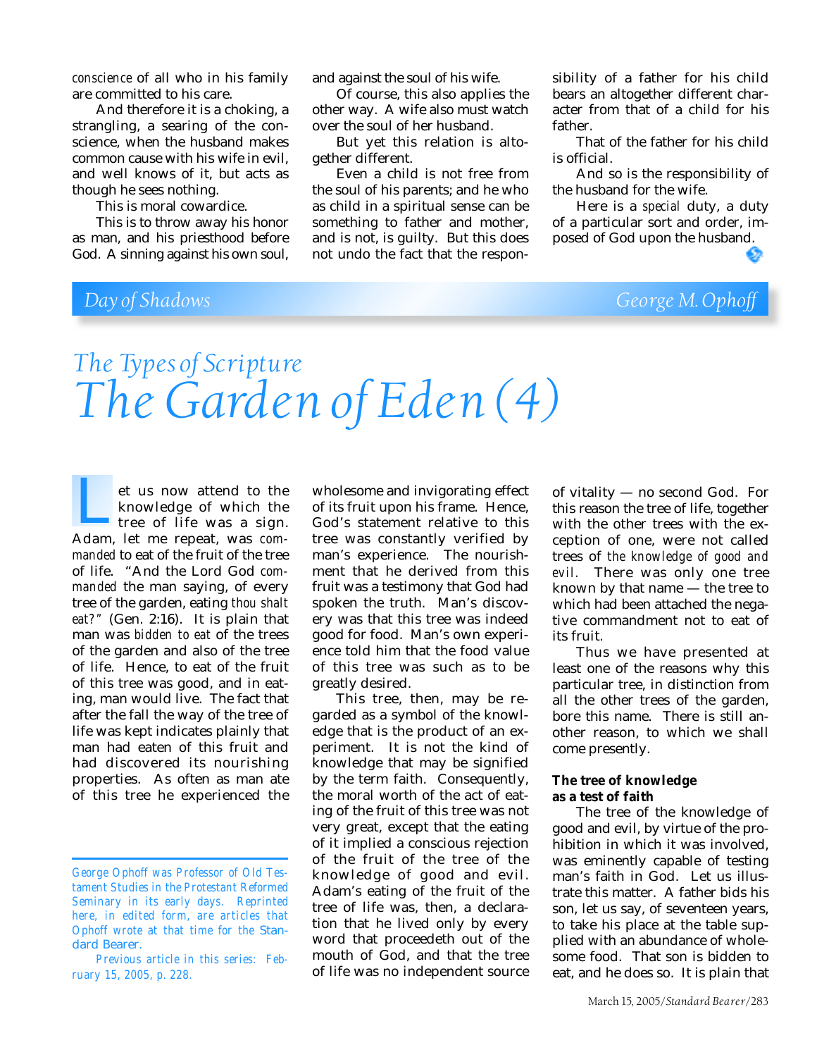*conscience* of all who in his family are committed to his care.

And therefore it is a choking, a strangling, a searing of the conscience, when the husband makes common cause with his wife in evil, and well knows of it, but acts as though he sees nothing.

This is moral cowardice.

This is to throw away his honor as man, and his priesthood before God. A sinning against his own soul, and against the soul of his wife.

Of course, this also applies the other way. A wife also must watch over the soul of her husband.

But yet this relation is altogether different.

Even a child is not free from the soul of his parents; and he who as child in a spiritual sense can be something to father and mother, and is not, is guilty. But this does not undo the fact that the responsibility of a father for his child bears an altogether different character from that of a child for his father.

That of the father for his child is official.

And so is the responsibility of the husband for the wife.

Here is a *special* duty, a duty of a particular sort and order, imposed of God upon the husband.

*Day of Shadows* — *George M. Ophoff*

# *The Types of Scripture*
# *The Garden of Eden (4)*

Let us now attend to the knowledge of which the tree of life was a sign. Adam, let me repeat, was *commanded* to eat of the fruit of the tree of life. "And the Lord God *commanded* the man saying, of every tree of the garden, eating *thou shalt eat?"* (Gen. 2:16). It is plain that man was *bidden to eat* of the trees of the garden and also of the tree of life. Hence, to eat of the fruit of this tree was good, and in eating, man would live. The fact that after the fall the way of the tree of life was kept indicates plainly that man had eaten of this fruit and had discovered its nourishing properties. As often as man ate of this tree he experienced the wholesome and invigorating effect of its fruit upon his frame. Hence, God's statement relative to this tree was constantly verified by man's experience. The nourishment that he derived from this fruit was a testimony that God had spoken the truth. Man's discovery was that this tree was indeed good for food. Man's own experience told him that the food value of this tree was such as to be greatly desired.

This tree, then, may be regarded as a symbol of the knowledge that is the product of an experiment. It is not the kind of knowledge that may be signified by the term faith. Consequently, the moral worth of the act of eating of the fruit of this tree was not very great, except that the eating of it implied a conscious rejection of the fruit of the tree of the knowledge of good and evil. Adam's eating of the fruit of the tree of life was, then, a declaration that he lived only by every word that proceedeth out of the mouth of God, and that the tree of life was no independent source of vitality — no second God. For this reason the tree of life, together with the other trees with the exception of one, were not called trees of *the knowledge of good and evil*. There was only one tree known by that name — the tree to which had been attached the negative commandment not to eat of its fruit.

Thus we have presented at least one of the reasons why this particular tree, in distinction from all the other trees of the garden, bore this name. There is still another reason, to which we shall come presently.

**The tree of knowledge as a test of faith**

The tree of the knowledge of good and evil, by virtue of the prohibition in which it was involved, was eminently capable of testing man's faith in God. Let us illustrate this matter. A father bids his son, let us say, of seventeen years, to take his place at the table supplied with an abundance of wholesome food. That son is bidden to eat, and he does so. It is plain that

*George Ophoff was Professor of Old Testament Studies in the Protestant Reformed Seminary in its early days. Reprinted here, in edited form, are articles that Ophoff wrote at that time for the Standard Bearer.*

*Previous article in this series: February 15, 2005, p. 228.*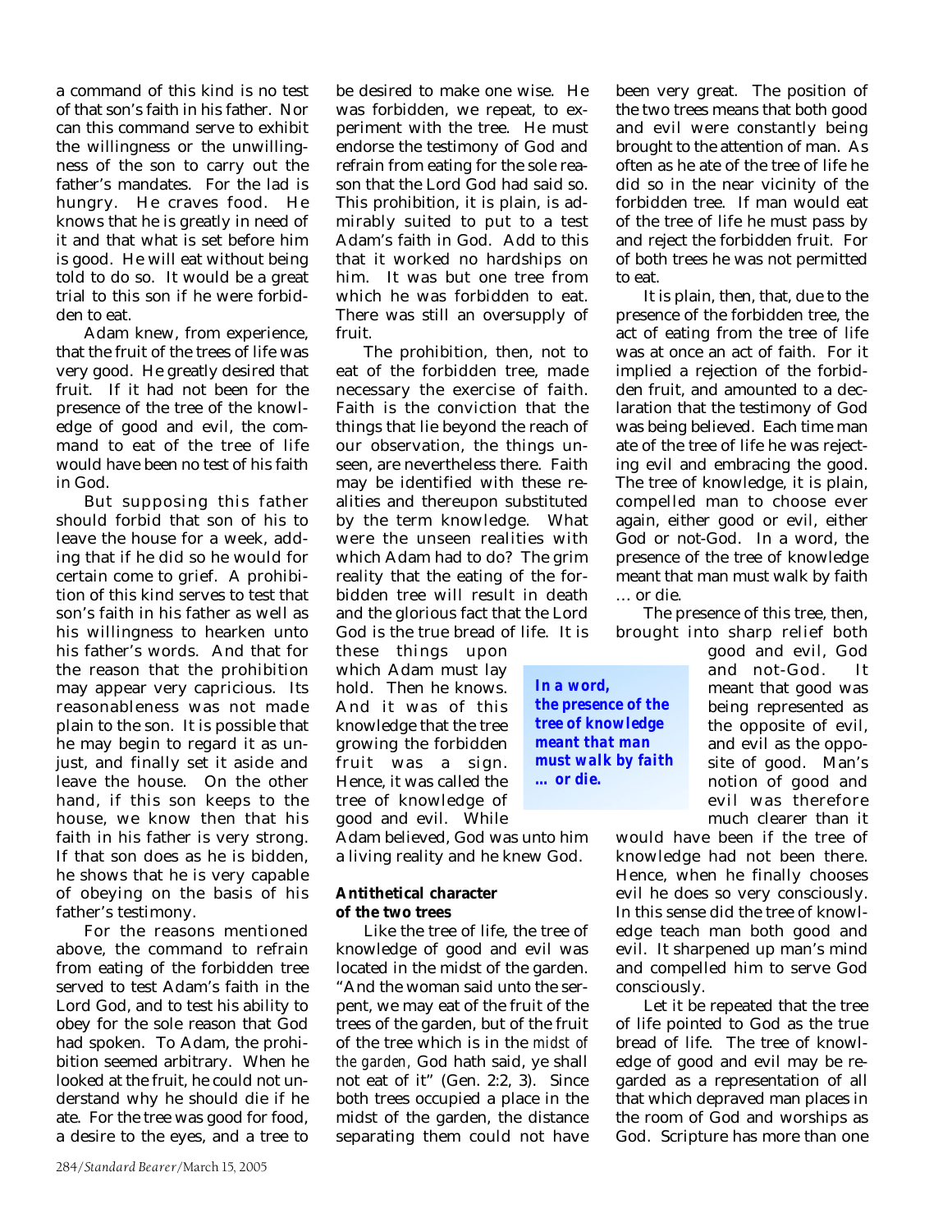a command of this kind is no test of that son's faith in his father. Nor can this command serve to exhibit the willingness or the unwillingness of the son to carry out the father's mandates. For the lad is hungry. He craves food. He knows that he is greatly in need of it and that what is set before him is good. He will eat without being told to do so. It would be a great trial to this son if he were forbidden to eat.

Adam knew, from experience, that the fruit of the trees of life was very good. He greatly desired that fruit. If it had not been for the presence of the tree of the knowledge of good and evil, the command to eat of the tree of life would have been no test of his faith in God.

But supposing this father should forbid that son of his to leave the house for a week, adding that if he did so he would for certain come to grief. A prohibition of this kind serves to test that son's faith in his father as well as his willingness to hearken unto his father's words. And that for the reason that the prohibition may appear very capricious. Its reasonableness was not made plain to the son. It is possible that he may begin to regard it as unjust, and finally set it aside and leave the house. On the other hand, if this son keeps to the house, we know then that his faith in his father is very strong. If that son does as he is bidden, he shows that he is very capable of obeying on the basis of his father's testimony.

For the reasons mentioned above, the command to refrain from eating of the forbidden tree served to test Adam's faith in the Lord God, and to test his ability to obey for the sole reason that God had spoken. To Adam, the prohibition seemed arbitrary. When he looked at the fruit, he could not understand why he should die if he ate. For the tree was good for food, a desire to the eyes, and a tree to be desired to make one wise. He was forbidden, we repeat, to experiment with the tree. He must endorse the testimony of God and refrain from eating for the sole reason that the Lord God had said so. This prohibition, it is plain, is admirably suited to put to a test Adam's faith in God. Add to this that it worked no hardships on him. It was but one tree from which he was forbidden to eat. There was still an oversupply of fruit.

The prohibition, then, not to eat of the forbidden tree, made necessary the exercise of faith. Faith is the conviction that the things that lie beyond the reach of our observation, the things unseen, are nevertheless there. Faith may be identified with these realities and thereupon substituted by the term knowledge. What were the unseen realities with which Adam had to do? The grim reality that the eating of the forbidden tree will result in death and the glorious fact that the Lord God is the true bread of life. It is these things upon which Adam must lay hold. Then he knows. And it was of this knowledge that the tree growing the forbidden fruit was a sign. Hence, it was called the tree of knowledge of good and evil. While Adam believed, God was unto him a living reality and he knew God.

**Antithetical character of the two trees**

Like the tree of life, the tree of knowledge of good and evil was located in the midst of the garden. "And the woman said unto the serpent, we may eat of the fruit of the trees of the garden, but of the fruit of the tree which is in the *midst of the garden,* God hath said, ye shall not eat of it" (Gen. 2:2, 3). Since both trees occupied a place in the midst of the garden, the distance separating them could not have been very great. The position of the two trees means that both good and evil were constantly being brought to the attention of man. As often as he ate of the tree of life he did so in the near vicinity of the forbidden tree. If man would eat of the tree of life he must pass by and reject the forbidden fruit. For of both trees he was not permitted to eat.

It is plain, then, that, due to the presence of the forbidden tree, the act of eating from the tree of life was at once an act of faith. For it implied a rejection of the forbidden fruit, and amounted to a declaration that the testimony of God was being believed. Each time man ate of the tree of life he was rejecting evil and embracing the good. The tree of knowledge, it is plain, compelled man to choose ever again, either good or evil, either God or not-God. In a word, the presence of the tree of knowledge meant that man must walk by faith … or die.

> ***In a word, the presence of the tree of knowledge meant that man must walk by faith … or die.***

The presence of this tree, then, brought into sharp relief both good and evil, God and not-God. It meant that good was being represented as the opposite of evil, and evil as the opposite of good. Man's notion of good and evil was therefore much clearer than it would have been if the tree of knowledge had not been there. Hence, when he finally chooses evil he does so very consciously. In this sense did the tree of knowledge teach man both good and evil. It sharpened up man's mind and compelled him to serve God consciously.

Let it be repeated that the tree of life pointed to God as the true bread of life. The tree of knowledge of good and evil may be regarded as a representation of all that which depraved man places in the room of God and worships as God. Scripture has more than one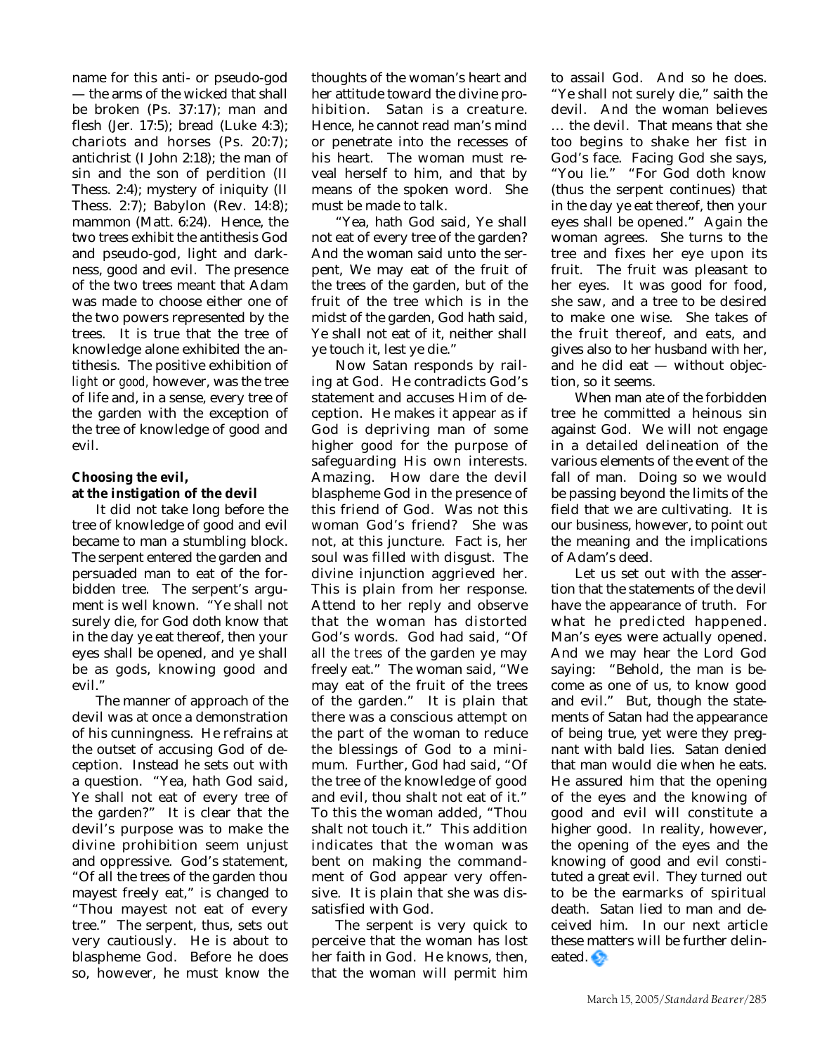name for this anti- or pseudo-god — the arms of the wicked that shall be broken (Ps. 37:17); man and flesh (Jer. 17:5); bread (Luke 4:3); chariots and horses (Ps. 20:7); antichrist (I John 2:18); the man of sin and the son of perdition (II Thess. 2:4); mystery of iniquity (II Thess. 2:7); Babylon (Rev. 14:8); mammon (Matt. 6:24). Hence, the two trees exhibit the antithesis God and pseudo-god, light and darkness, good and evil. The presence of the two trees meant that Adam was made to choose either one of the two powers represented by the trees. It is true that the tree of knowledge alone exhibited the antithesis. The positive exhibition of *light* or *good*, however, was the tree of life and, in a sense, every tree of the garden with the exception of the tree of knowledge of good and evil.

**Choosing the evil, at the instigation of the devil**

It did not take long before the tree of knowledge of good and evil became to man a stumbling block. The serpent entered the garden and persuaded man to eat of the forbidden tree. The serpent's argument is well known. "Ye shall not surely die, for God doth know that in the day ye eat thereof, then your eyes shall be opened, and ye shall be as gods, knowing good and evil."

The manner of approach of the devil was at once a demonstration of his cunningness. He refrains at the outset of accusing God of deception. Instead he sets out with a question. "Yea, hath God said, Ye shall not eat of every tree of the garden?" It is clear that the devil's purpose was to make the divine prohibition seem unjust and oppressive. God's statement, "Of all the trees of the garden thou mayest freely eat," is changed to "Thou mayest not eat of every tree." The serpent, thus, sets out very cautiously. He is about to blaspheme God. Before he does so, however, he must know the thoughts of the woman's heart and her attitude toward the divine prohibition. Satan is a creature. Hence, he cannot read man's mind or penetrate into the recesses of his heart. The woman must reveal herself to him, and that by means of the spoken word. She must be made to talk.

"Yea, hath God said, Ye shall not eat of every tree of the garden? And the woman said unto the serpent, We may eat of the fruit of the trees of the garden, but of the fruit of the tree which is in the midst of the garden, God hath said, Ye shall not eat of it, neither shall ye touch it, lest ye die."

Now Satan responds by railing at God. He contradicts God's statement and accuses Him of deception. He makes it appear as if God is depriving man of some higher good for the purpose of safeguarding His own interests. Amazing. How dare the devil blaspheme God in the presence of this friend of God. Was not this woman God's friend? She was not, at this juncture. Fact is, her soul was filled with disgust. The divine injunction aggrieved her. This is plain from her response. Attend to her reply and observe that the woman has distorted God's words. God had said, "Of *all the trees* of the garden ye may freely eat." The woman said, "We may eat of the fruit of the trees of the garden." It is plain that there was a conscious attempt on the part of the woman to reduce the blessings of God to a minimum. Further, God had said, "Of the tree of the knowledge of good and evil, thou shalt not eat of it." To this the woman added, "Thou shalt not touch it." This addition indicates that the woman was bent on making the commandment of God appear very offensive. It is plain that she was dissatisfied with God.

The serpent is very quick to perceive that the woman has lost her faith in God. He knows, then, that the woman will permit him to assail God. And so he does. "Ye shall not surely die," saith the devil. And the woman believes … the devil. That means that she too begins to shake her fist in God's face. Facing God she says, "You lie." "For God doth know (thus the serpent continues) that in the day ye eat thereof, then your eyes shall be opened." Again the woman agrees. She turns to the tree and fixes her eye upon its fruit. The fruit was pleasant to her eyes. It was good for food, she saw, and a tree to be desired to make one wise. She takes of the fruit thereof, and eats, and gives also to her husband with her, and he did eat — without objection, so it seems.

When man ate of the forbidden tree he committed a heinous sin against God. We will not engage in a detailed delineation of the various elements of the event of the fall of man. Doing so we would be passing beyond the limits of the field that we are cultivating. It is our business, however, to point out the meaning and the implications of Adam's deed.

Let us set out with the assertion that the statements of the devil have the appearance of truth. For what he predicted happened. Man's eyes were actually opened. And we may hear the Lord God saying: "Behold, the man is become as one of us, to know good and evil." But, though the statements of Satan had the appearance of being true, yet were they pregnant with bald lies. Satan denied that man would die when he eats. He assured him that the opening of the eyes and the knowing of good and evil will constitute a higher good. In reality, however, the opening of the eyes and the knowing of good and evil constituted a great evil. They turned out to be the earmarks of spiritual death. Satan lied to man and deceived him. In our next article these matters will be further delineated.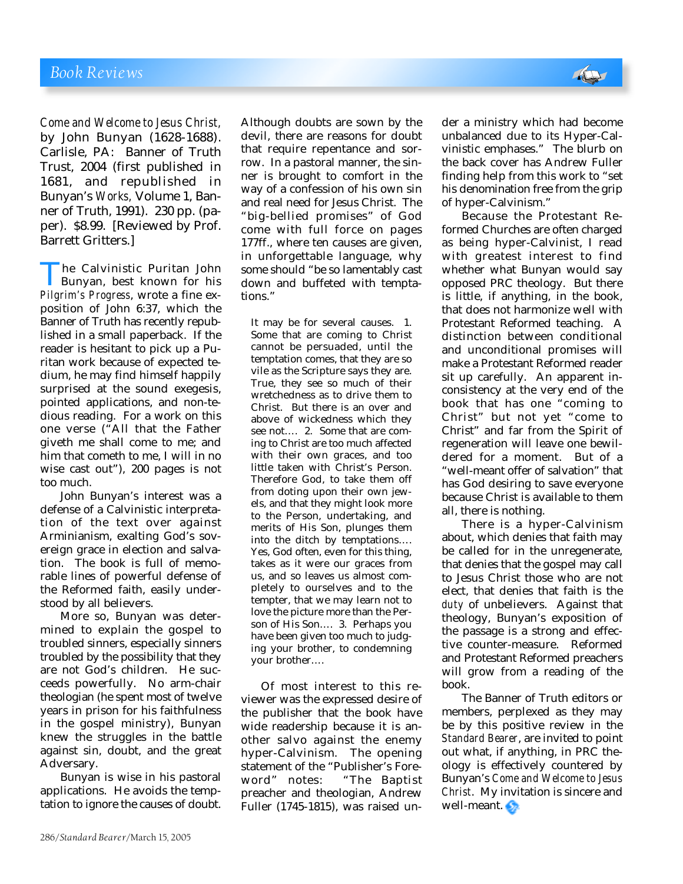# Book Reviews

*Come and Welcome to Jesus Christ,* by John Bunyan (1628-1688). Carlisle, PA: Banner of Truth Trust, 2004 (first published in 1681, and republished in Bunyan's *Works,* Volume 1, Banner of Truth, 1991). 230 pp. (paper). $8.99. [Reviewed by Prof. Barrett Gritters.]

The Calvinistic Puritan John Bunyan, best known for his *Pilgrim's Progress*, wrote a fine exposition of John 6:37, which the Banner of Truth has recently republished in a small paperback. If the reader is hesitant to pick up a Puritan work because of expected tedium, he may find himself happily surprised at the sound exegesis, pointed applications, and non-tedious reading. For a work on this one verse ("All that the Father giveth me shall come to me; and him that cometh to me, I will in no wise cast out"), 200 pages is not too much.

John Bunyan's interest was a defense of a Calvinistic interpretation of the text over against Arminianism, exalting God's sovereign grace in election and salvation. The book is full of memorable lines of powerful defense of the Reformed faith, easily understood by all believers.

More so, Bunyan was determined to explain the gospel to troubled sinners, especially sinners troubled by the possibility that they are not God's children. He succeeds powerfully. No arm-chair theologian (he spent most of twelve years in prison for his faithfulness in the gospel ministry), Bunyan knew the struggles in the battle against sin, doubt, and the great Adversary.

Bunyan is wise in his pastoral applications. He avoids the temptation to ignore the causes of doubt. Although doubts are sown by the devil, there are reasons for doubt that require repentance and sorrow. In a pastoral manner, the sinner is brought to comfort in the way of a confession of his own sin and real need for Jesus Christ. The "big-bellied promises" of God come with full force on pages 177ff., where ten causes are given, in unforgettable language, why some should "be so lamentably cast down and buffeted with temptations."

> It may be for several causes. 1. Some that are coming to Christ cannot be persuaded, until the temptation comes, that they are so vile as the Scripture says they are. True, they see so much of their wretchedness as to drive them to Christ. But there is an over and above of wickedness which they see not.... 2. Some that are coming to Christ are too much affected with their own graces, and too little taken with Christ's Person. Therefore God, to take them off from doting upon their own jewels, and that they might look more to the Person, undertaking, and merits of His Son, plunges them into the ditch by temptations.... Yes, God often, even for this thing, takes as it were our graces from us, and so leaves us almost completely to ourselves and to the tempter, that we may learn not to love the picture more than the Person of His Son.... 3. Perhaps you have been given too much to judging your brother, to condemning your brother....

Of most interest to this reviewer was the expressed desire of the publisher that the book have wide readership because it is another salvo against the enemy hyper-Calvinism. The opening statement of the "Publisher's Foreword" notes: "The Baptist preacher and theologian, Andrew Fuller (1745-1815), was raised under a ministry which had become unbalanced due to its Hyper-Calvinistic emphases." The blurb on the back cover has Andrew Fuller finding help from this work to "set his denomination free from the grip of hyper-Calvinism."

Because the Protestant Reformed Churches are often charged as being hyper-Calvinist, I read with greatest interest to find whether what Bunyan would say opposed PRC theology. But there is little, if anything, in the book, that does not harmonize well with Protestant Reformed teaching. A distinction between conditional and unconditional promises will make a Protestant Reformed reader sit up carefully. An apparent inconsistency at the very end of the book that has one "coming to Christ" but not yet "come to Christ" and far from the Spirit of regeneration will leave one bewildered for a moment. But of a "well-meant offer of salvation" that has God desiring to save everyone because Christ is available to them all, there is nothing.

There is a hyper-Calvinism about, which denies that faith may be called for in the unregenerate, that denies that the gospel may call to Jesus Christ those who are not elect, that denies that faith is the *duty* of unbelievers. Against that theology, Bunyan's exposition of the passage is a strong and effective counter-measure. Reformed and Protestant Reformed preachers will grow from a reading of the book.

The Banner of Truth editors or members, perplexed as they may be by this positive review in the *Standard Bearer*, are invited to point out what, if anything, in PRC theology is effectively countered by Bunyan's *Come and Welcome to Jesus Christ*. My invitation is sincere and well-meant.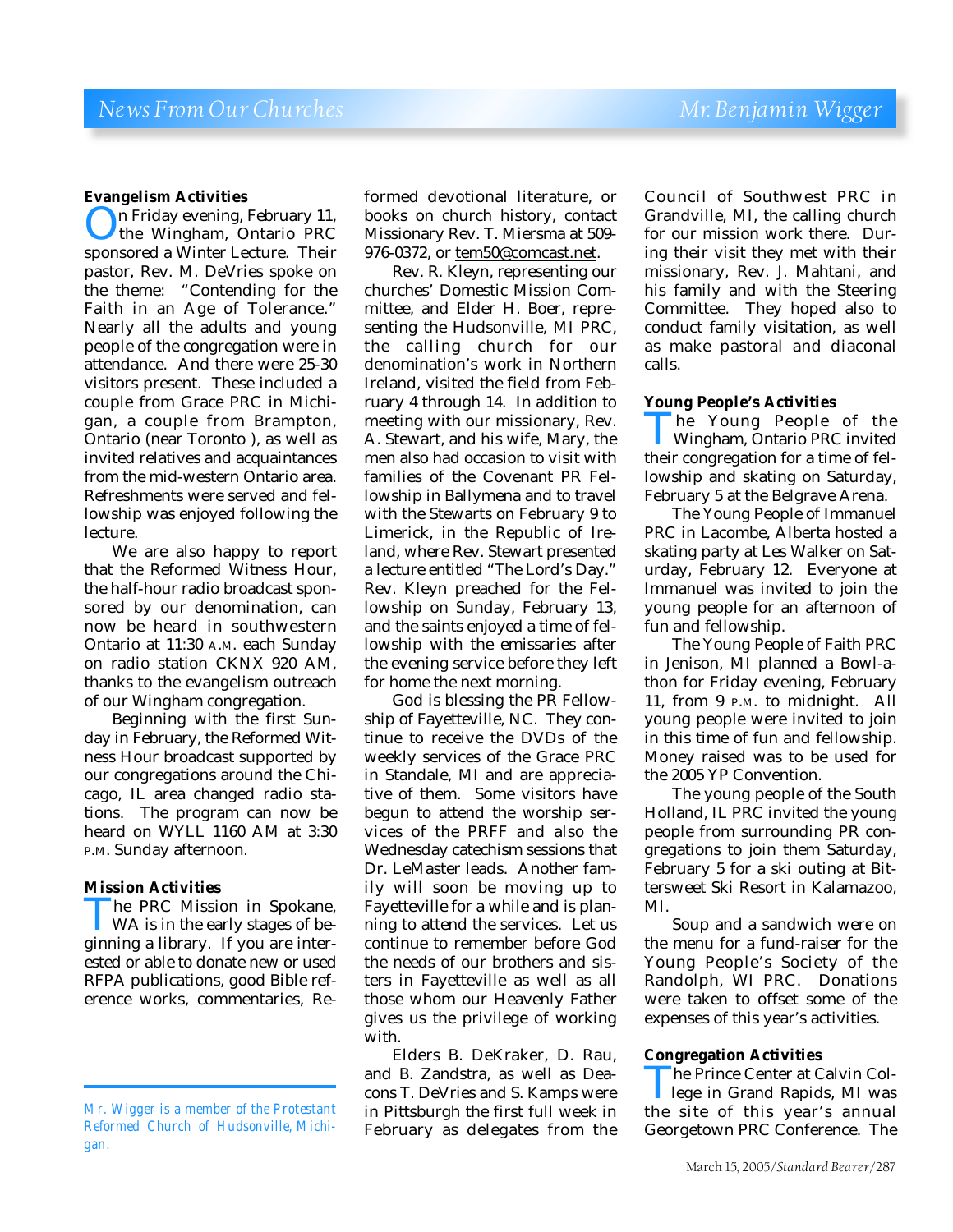# News From Our Churches

Mr. Benjamin Wigger

### Evangelism Activities

On Friday evening, February 11, the Wingham, Ontario PRC sponsored a Winter Lecture. Their pastor, Rev. M. DeVries spoke on the theme: "Contending for the Faith in an Age of Tolerance." Nearly all the adults and young people of the congregation were in attendance. And there were 25-30 visitors present. These included a couple from Grace PRC in Michigan, a couple from Brampton, Ontario (near Toronto ), as well as invited relatives and acquaintances from the mid-western Ontario area. Refreshments were served and fellowship was enjoyed following the lecture.

We are also happy to report that the Reformed Witness Hour, the half-hour radio broadcast sponsored by our denomination, can now be heard in southwestern Ontario at 11:30 A.M. each Sunday on radio station CKNX 920 AM, thanks to the evangelism outreach of our Wingham congregation.

Beginning with the first Sunday in February, the Reformed Witness Hour broadcast supported by our congregations around the Chicago, IL area changed radio stations. The program can now be heard on WYLL 1160 AM at 3:30 P.M. Sunday afternoon.

### Mission Activities

The PRC Mission in Spokane, WA is in the early stages of beginning a library. If you are interested or able to donate new or used RFPA publications, good Bible reference works, commentaries, Reformed devotional literature, or books on church history, contact Missionary Rev. T. Miersma at 509-976-0372, or tem50@comcast.net.

Rev. R. Kleyn, representing our churches' Domestic Mission Committee, and Elder H. Boer, representing the Hudsonville, MI PRC, the calling church for our denomination's work in Northern Ireland, visited the field from February 4 through 14. In addition to meeting with our missionary, Rev. A. Stewart, and his wife, Mary, the men also had occasion to visit with families of the Covenant PR Fellowship in Ballymena and to travel with the Stewarts on February 9 to Limerick, in the Republic of Ireland, where Rev. Stewart presented a lecture entitled "The Lord's Day." Rev. Kleyn preached for the Fellowship on Sunday, February 13, and the saints enjoyed a time of fellowship with the emissaries after the evening service before they left for home the next morning.

God is blessing the PR Fellowship of Fayetteville, NC. They continue to receive the DVDs of the weekly services of the Grace PRC in Standale, MI and are appreciative of them. Some visitors have begun to attend the worship services of the PRFF and also the Wednesday catechism sessions that Dr. LeMaster leads. Another family will soon be moving up to Fayetteville for a while and is planning to attend the services. Let us continue to remember before God the needs of our brothers and sisters in Fayetteville as well as all those whom our Heavenly Father gives us the privilege of working with.

Elders B. DeKraker, D. Rau, and B. Zandstra, as well as Deacons T. DeVries and S. Kamps were in Pittsburgh the first full week in February as delegates from the Council of Southwest PRC in Grandville, MI, the calling church for our mission work there. During their visit they met with their missionary, Rev. J. Mahtani, and his family and with the Steering Committee. They hoped also to conduct family visitation, as well as make pastoral and diaconal calls.

### Young People's Activities

The Young People of the Wingham, Ontario PRC invited their congregation for a time of fellowship and skating on Saturday, February 5 at the Belgrave Arena.

The Young People of Immanuel PRC in Lacombe, Alberta hosted a skating party at Les Walker on Saturday, February 12. Everyone at Immanuel was invited to join the young people for an afternoon of fun and fellowship.

The Young People of Faith PRC in Jenison, MI planned a Bowl-a-thon for Friday evening, February 11, from 9 P.M. to midnight. All young people were invited to join in this time of fun and fellowship. Money raised was to be used for the 2005 YP Convention.

The young people of the South Holland, IL PRC invited the young people from surrounding PR congregations to join them Saturday, February 5 for a ski outing at Bittersweet Ski Resort in Kalamazoo, MI.

Soup and a sandwich were on the menu for a fund-raiser for the Young People's Society of the Randolph, WI PRC. Donations were taken to offset some of the expenses of this year's activities.

### Congregation Activities

The Prince Center at Calvin College in Grand Rapids, MI was the site of this year's annual Georgetown PRC Conference. The

---

*Mr. Wigger is a member of the Protestant Reformed Church of Hudsonville, Michigan.*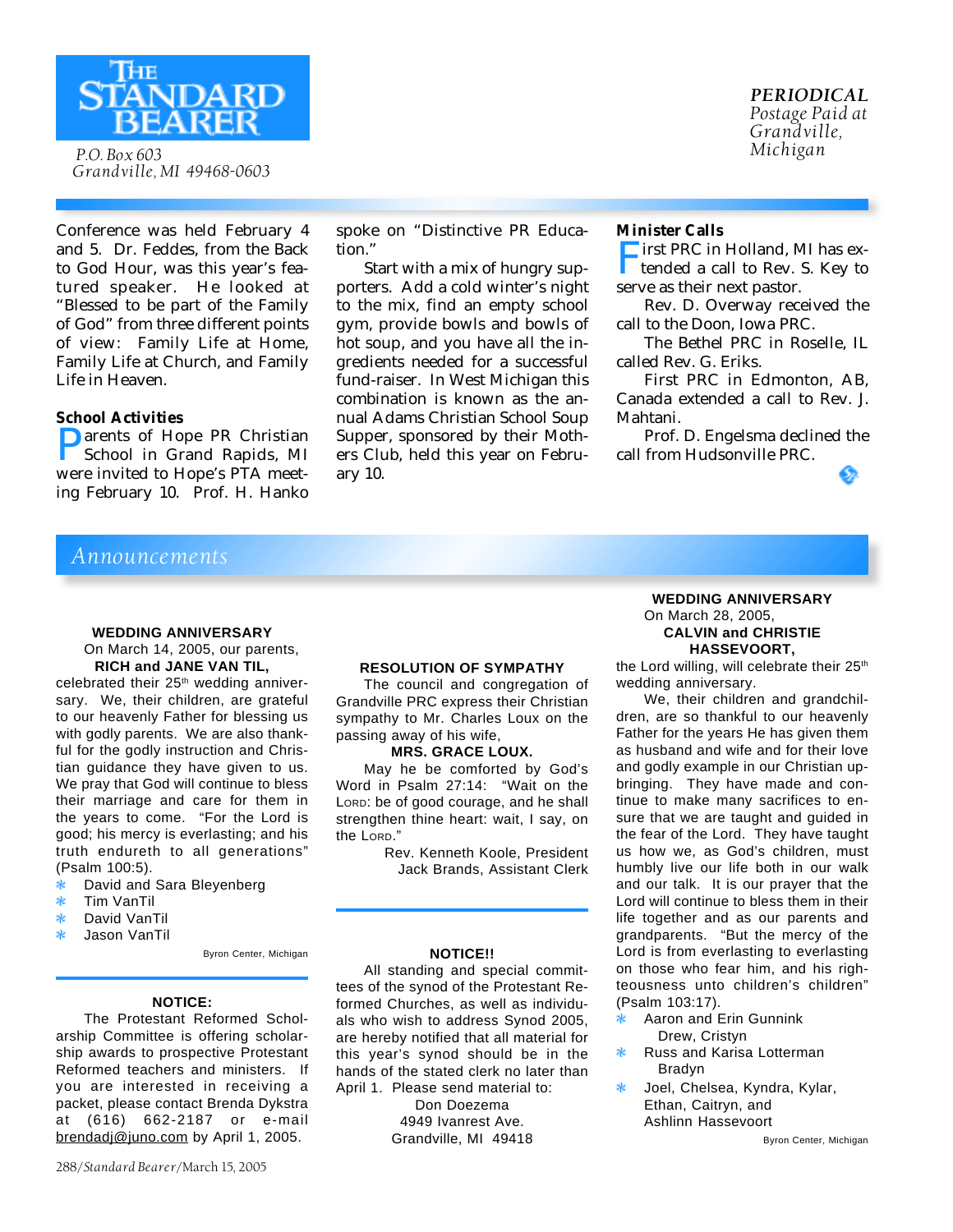# THE STANDARD BEARER

*P.O. Box 603*
*Grandville, MI 49468-0603*

***PERIODICAL***
*Postage Paid at Grandville, Michigan*

Conference was held February 4 and 5. Dr. Feddes, from the Back to God Hour, was this year's featured speaker. He looked at "Blessed to be part of the Family of God" from three different points of view: Family Life at Home, Family Life at Church, and Family Life in Heaven.

### School Activities

Parents of Hope PR Christian School in Grand Rapids, MI were invited to Hope's PTA meeting February 10. Prof. H. Hanko spoke on "Distinctive PR Education."

Start with a mix of hungry supporters. Add a cold winter's night to the mix, find an empty school gym, provide bowls and bowls of hot soup, and you have all the ingredients needed for a successful fund-raiser. In West Michigan this combination is known as the annual Adams Christian School Soup Supper, sponsored by their Mothers Club, held this year on February 10.

### Minister Calls

First PRC in Holland, MI has extended a call to Rev. S. Key to serve as their next pastor.

Rev. D. Overway received the call to the Doon, Iowa PRC.

The Bethel PRC in Roselle, IL called Rev. G. Eriks.

First PRC in Edmonton, AB, Canada extended a call to Rev. J. Mahtani.

Prof. D. Engelsma declined the call from Hudsonville PRC.

## Announcements

**WEDDING ANNIVERSARY**

On March 14, 2005, our parents,

**RICH and JANE VAN TIL,**

celebrated their 25th wedding anniversary. We, their children, are grateful to our heavenly Father for blessing us with godly parents. We are also thankful for the godly instruction and Christian guidance they have given to us. We pray that God will continue to bless their marriage and care for them in the years to come. "For the Lord is good; his mercy is everlasting; and his truth endureth to all generations" (Psalm 100:5).

- David and Sara Bleyenberg
- Tim VanTil
- David VanTil
- Jason VanTil

Byron Center, Michigan

---

**NOTICE:**

The Protestant Reformed Scholarship Committee is offering scholarship awards to prospective Protestant Reformed teachers and ministers. If you are interested in receiving a packet, please contact Brenda Dykstra at (616) 662-2187 or e-mail brendadj@juno.com by April 1, 2005.

**RESOLUTION OF SYMPATHY**

The council and congregation of Grandville PRC express their Christian sympathy to Mr. Charles Loux on the passing away of his wife,

**MRS. GRACE LOUX.**

May he be comforted by God's Word in Psalm 27:14: "Wait on the LORD: be of good courage, and he shall strengthen thine heart: wait, I say, on the LORD."

Rev. Kenneth Koole, President
Jack Brands, Assistant Clerk

---

**NOTICE!!**

All standing and special committees of the synod of the Protestant Reformed Churches, as well as individuals who wish to address Synod 2005, are hereby notified that all material for this year's synod should be in the hands of the stated clerk no later than April 1. Please send material to:

Don Doezema
4949 Ivanrest Ave.
Grandville, MI 49418

**WEDDING ANNIVERSARY**

On March 28, 2005,

**CALVIN and CHRISTIE HASSEVOORT,**

the Lord willing, will celebrate their 25th wedding anniversary.

We, their children and grandchildren, are so thankful to our heavenly Father for the years He has given them as husband and wife and for their love and godly example in our Christian upbringing. They have made and continue to make many sacrifices to ensure that we are taught and guided in the fear of the Lord. They have taught us how we, as God's children, must humbly live our life both in our walk and our talk. It is our prayer that the Lord will continue to bless them in their life together and as our parents and grandparents. "But the mercy of the Lord is from everlasting to everlasting on those who fear him, and his righteousness unto children's children" (Psalm 103:17).

- Aaron and Erin Gunnink
  Drew, Cristyn
- Russ and Karisa Lotterman
  Bradyn
- Joel, Chelsea, Kyndra, Kylar, Ethan, Caitryn, and Ashlinn Hassevoort

Byron Center, Michigan